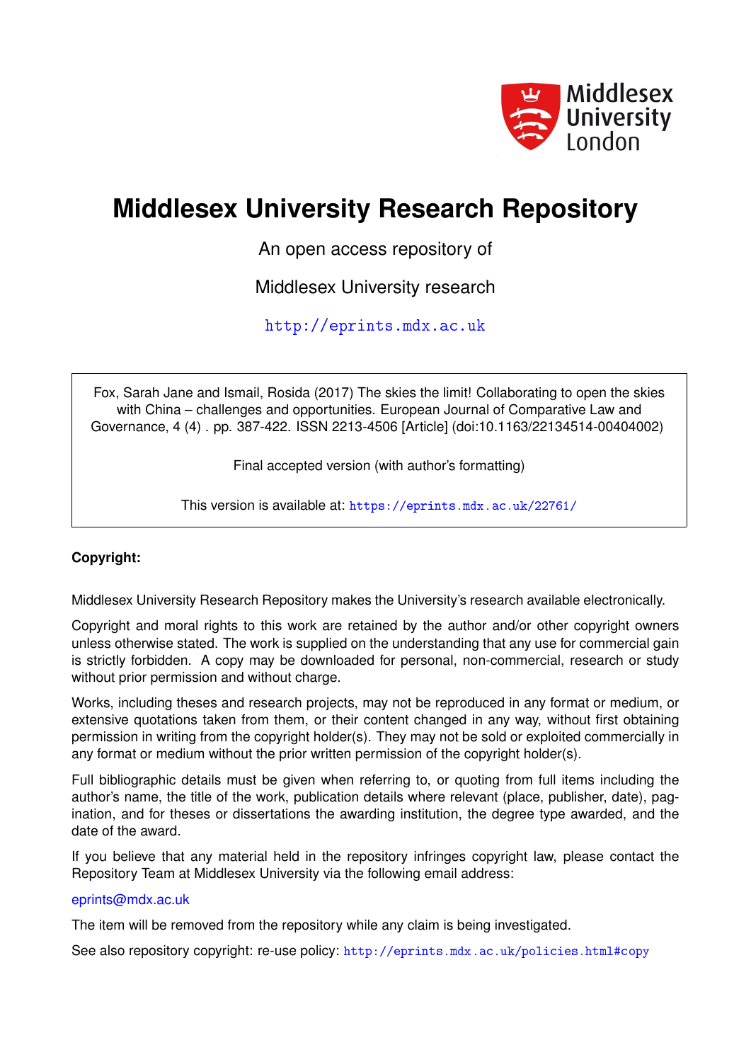Middlesex University London

# Middlesex University Research Repository

An open access repository of

Middlesex University research

http://eprints.mdx.ac.uk

Fox, Sarah Jane and Ismail, Rosida (2017) The skies the limit! Collaborating to open the skies with China – challenges and opportunities. European Journal of Comparative Law and Governance, 4 (4) . pp. 387-422. ISSN 2213-4506 [Article] (doi:10.1163/22134514-00404002)

Final accepted version (with author's formatting)

This version is available at: https://eprints.mdx.ac.uk/22761/

**Copyright:**

Middlesex University Research Repository makes the University's research available electronically.

Copyright and moral rights to this work are retained by the author and/or other copyright owners unless otherwise stated. The work is supplied on the understanding that any use for commercial gain is strictly forbidden. A copy may be downloaded for personal, non-commercial, research or study without prior permission and without charge.

Works, including theses and research projects, may not be reproduced in any format or medium, or extensive quotations taken from them, or their content changed in any way, without first obtaining permission in writing from the copyright holder(s). They may not be sold or exploited commercially in any format or medium without the prior written permission of the copyright holder(s).

Full bibliographic details must be given when referring to, or quoting from full items including the author's name, the title of the work, publication details where relevant (place, publisher, date), pagination, and for theses or dissertations the awarding institution, the degree type awarded, and the date of the award.

If you believe that any material held in the repository infringes copyright law, please contact the Repository Team at Middlesex University via the following email address:

eprints@mdx.ac.uk

The item will be removed from the repository while any claim is being investigated.

See also repository copyright: re-use policy: http://eprints.mdx.ac.uk/policies.html#copy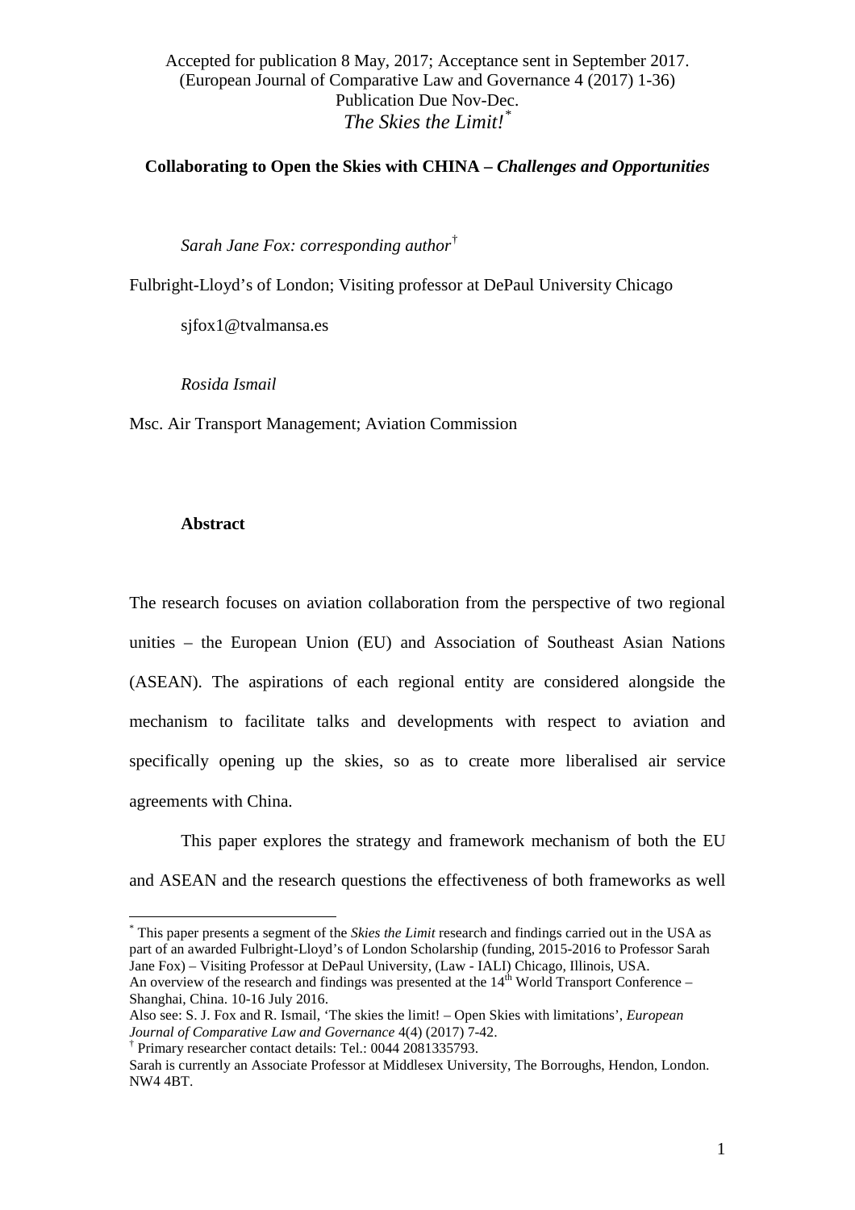Accepted for publication 8 May, 2017; Acceptance sent in September 2017.
(European Journal of Comparative Law and Governance 4 (2017) 1-36)
Publication Due Nov-Dec.
*The Skies the Limit!*[*]

**Collaborating to Open the Skies with CHINA – *Challenges and Opportunities***

*Sarah Jane Fox: corresponding author*[†]

Fulbright-Lloyd's of London; Visiting professor at DePaul University Chicago

sjfox1@tvalmansa.es

*Rosida Ismail*

Msc. Air Transport Management; Aviation Commission

**Abstract**

The research focuses on aviation collaboration from the perspective of two regional unities – the European Union (EU) and Association of Southeast Asian Nations (ASEAN). The aspirations of each regional entity are considered alongside the mechanism to facilitate talks and developments with respect to aviation and specifically opening up the skies, so as to create more liberalised air service agreements with China.

This paper explores the strategy and framework mechanism of both the EU and ASEAN and the research questions the effectiveness of both frameworks as well

---

[*] This paper presents a segment of the *Skies the Limit* research and findings carried out in the USA as part of an awarded Fulbright-Lloyd's of London Scholarship (funding, 2015-2016 to Professor Sarah Jane Fox) – Visiting Professor at DePaul University, (Law - IALI) Chicago, Illinois, USA.
An overview of the research and findings was presented at the 14th World Transport Conference – Shanghai, China. 10-16 July 2016.
Also see: S. J. Fox and R. Ismail, 'The skies the limit! – Open Skies with limitations', *European Journal of Comparative Law and Governance* 4(4) (2017) 7-42.

[†] Primary researcher contact details: Tel.: 0044 2081335793.
Sarah is currently an Associate Professor at Middlesex University, The Borroughs, Hendon, London. NW4 4BT.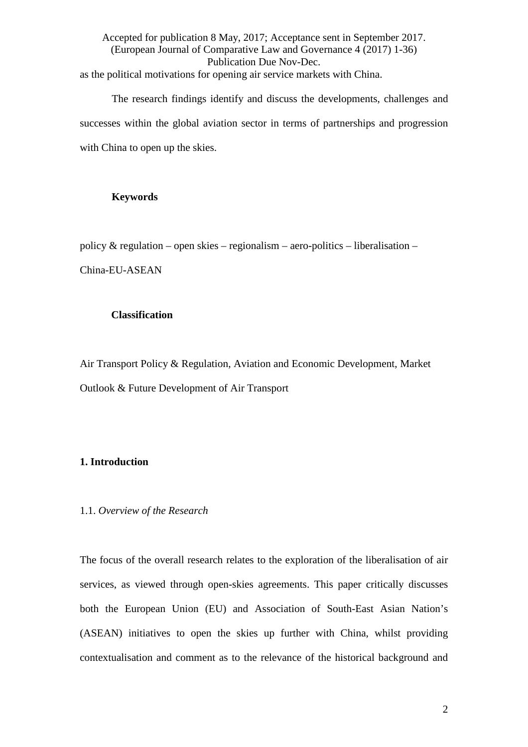as the political motivations for opening air service markets with China.

The research findings identify and discuss the developments, challenges and successes within the global aviation sector in terms of partnerships and progression with China to open up the skies.

**Keywords**

policy & regulation – open skies – regionalism – aero-politics – liberalisation – China-EU-ASEAN

**Classification**

Air Transport Policy & Regulation, Aviation and Economic Development, Market Outlook & Future Development of Air Transport

## 1. Introduction

### 1.1. *Overview of the Research*

The focus of the overall research relates to the exploration of the liberalisation of air services, as viewed through open-skies agreements. This paper critically discusses both the European Union (EU) and Association of South-East Asian Nation's (ASEAN) initiatives to open the skies up further with China, whilst providing contextualisation and comment as to the relevance of the historical background and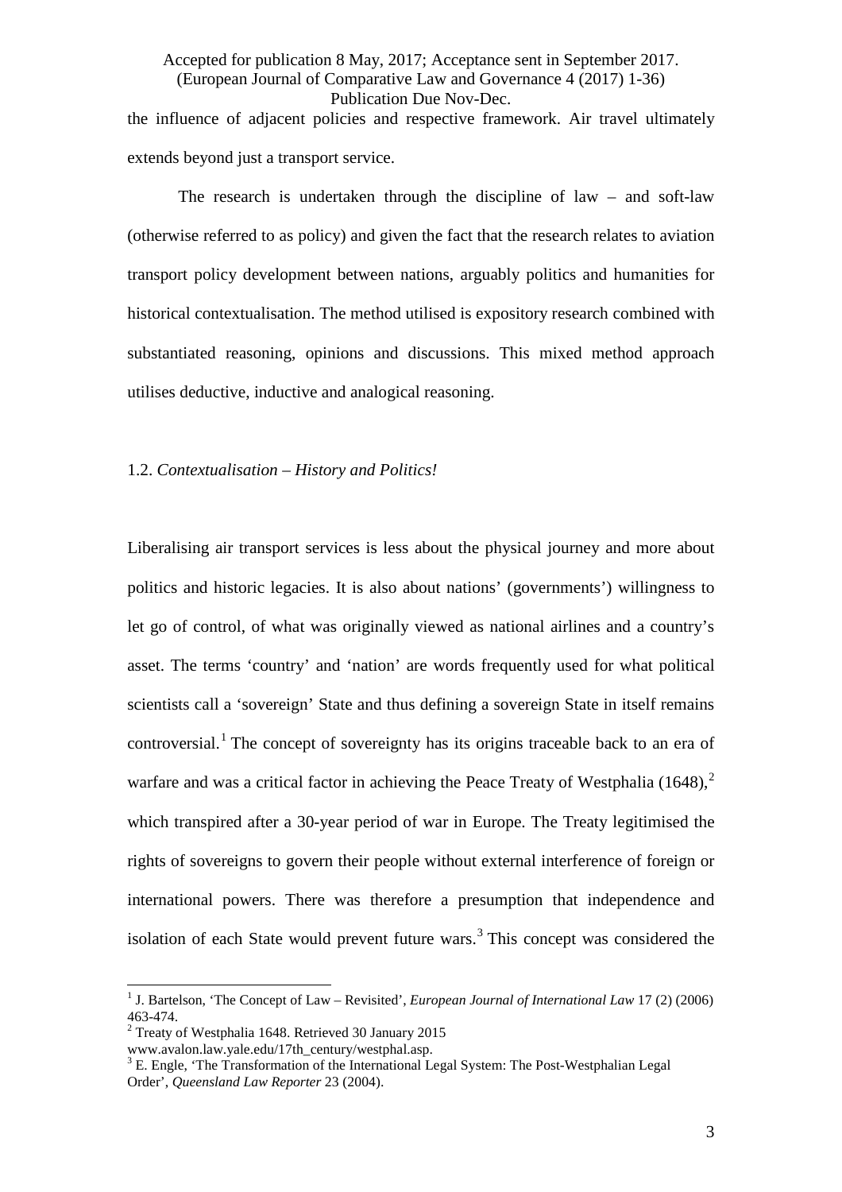the influence of adjacent policies and respective framework. Air travel ultimately extends beyond just a transport service.

The research is undertaken through the discipline of law – and soft-law (otherwise referred to as policy) and given the fact that the research relates to aviation transport policy development between nations, arguably politics and humanities for historical contextualisation. The method utilised is expository research combined with substantiated reasoning, opinions and discussions. This mixed method approach utilises deductive, inductive and analogical reasoning.

### 1.2. *Contextualisation – History and Politics!*

Liberalising air transport services is less about the physical journey and more about politics and historic legacies. It is also about nations' (governments') willingness to let go of control, of what was originally viewed as national airlines and a country's asset. The terms 'country' and 'nation' are words frequently used for what political scientists call a 'sovereign' State and thus defining a sovereign State in itself remains controversial.[1] The concept of sovereignty has its origins traceable back to an era of warfare and was a critical factor in achieving the Peace Treaty of Westphalia (1648),[2] which transpired after a 30-year period of war in Europe. The Treaty legitimised the rights of sovereigns to govern their people without external interference of foreign or international powers. There was therefore a presumption that independence and isolation of each State would prevent future wars.[3] This concept was considered the

---

[1] J. Bartelson, 'The Concept of Law – Revisited', *European Journal of International Law* 17 (2) (2006) 463-474.

[2] Treaty of Westphalia 1648. Retrieved 30 January 2015 www.avalon.law.yale.edu/17th_century/westphal.asp.

[3] E. Engle, 'The Transformation of the International Legal System: The Post-Westphalian Legal Order', *Queensland Law Reporter* 23 (2004).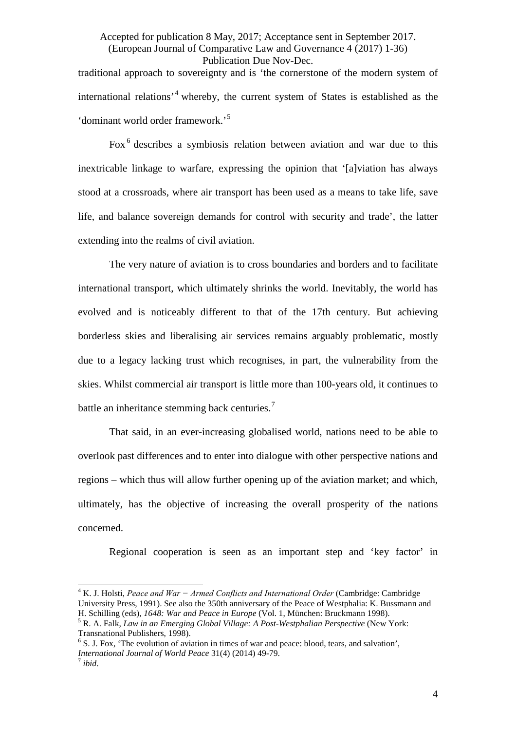traditional approach to sovereignty and is 'the cornerstone of the modern system of international relations'[4] whereby, the current system of States is established as the 'dominant world order framework.'[5]

Fox[6] describes a symbiosis relation between aviation and war due to this inextricable linkage to warfare, expressing the opinion that '[a]viation has always stood at a crossroads, where air transport has been used as a means to take life, save life, and balance sovereign demands for control with security and trade', the latter extending into the realms of civil aviation.

The very nature of aviation is to cross boundaries and borders and to facilitate international transport, which ultimately shrinks the world. Inevitably, the world has evolved and is noticeably different to that of the 17th century. But achieving borderless skies and liberalising air services remains arguably problematic, mostly due to a legacy lacking trust which recognises, in part, the vulnerability from the skies. Whilst commercial air transport is little more than 100-years old, it continues to battle an inheritance stemming back centuries.[7]

That said, in an ever-increasing globalised world, nations need to be able to overlook past differences and to enter into dialogue with other perspective nations and regions – which thus will allow further opening up of the aviation market; and which, ultimately, has the objective of increasing the overall prosperity of the nations concerned.

Regional cooperation is seen as an important step and 'key factor' in

---

[4] K. J. Holsti, *Peace and War − Armed Conflicts and International Order* (Cambridge: Cambridge University Press, 1991). See also the 350th anniversary of the Peace of Westphalia: K. Bussmann and H. Schilling (eds), *1648: War and Peace in Europe* (Vol. 1, München: Bruckmann 1998).

[5] R. A. Falk, *Law in an Emerging Global Village: A Post-Westphalian Perspective* (New York: Transnational Publishers, 1998).

[6] S. J. Fox, 'The evolution of aviation in times of war and peace: blood, tears, and salvation', *International Journal of World Peace* 31(4) (2014) 49-79.

[7] *ibid*.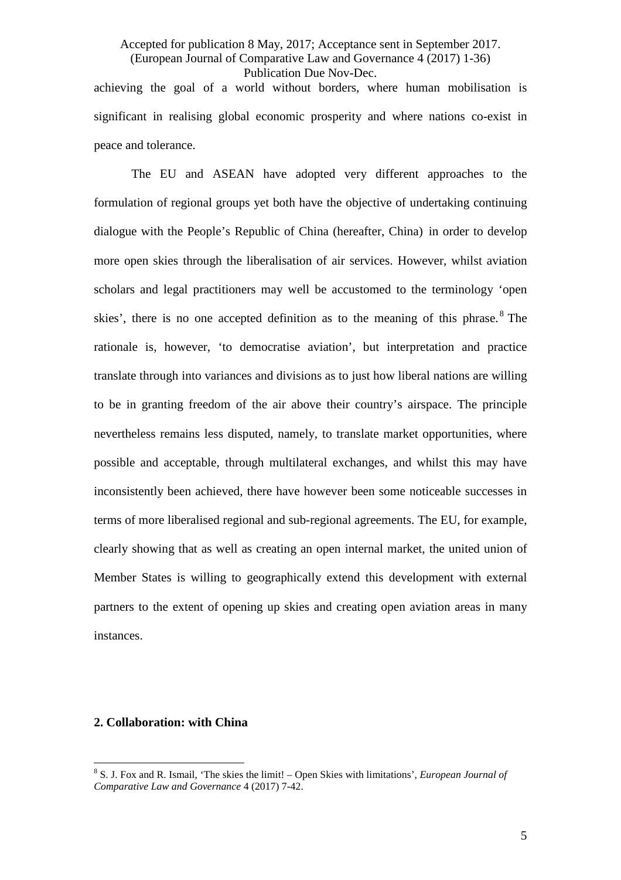achieving the goal of a world without borders, where human mobilisation is significant in realising global economic prosperity and where nations co-exist in peace and tolerance.

The EU and ASEAN have adopted very different approaches to the formulation of regional groups yet both have the objective of undertaking continuing dialogue with the People's Republic of China (hereafter, China) in order to develop more open skies through the liberalisation of air services. However, whilst aviation scholars and legal practitioners may well be accustomed to the terminology 'open skies', there is no one accepted definition as to the meaning of this phrase.[8] The rationale is, however, 'to democratise aviation', but interpretation and practice translate through into variances and divisions as to just how liberal nations are willing to be in granting freedom of the air above their country's airspace. The principle nevertheless remains less disputed, namely, to translate market opportunities, where possible and acceptable, through multilateral exchanges, and whilst this may have inconsistently been achieved, there have however been some noticeable successes in terms of more liberalised regional and sub-regional agreements. The EU, for example, clearly showing that as well as creating an open internal market, the united union of Member States is willing to geographically extend this development with external partners to the extent of opening up skies and creating open aviation areas in many instances.

## 2. Collaboration: with China

[8] S. J. Fox and R. Ismail, 'The skies the limit! – Open Skies with limitations', *European Journal of Comparative Law and Governance* 4 (2017) 7-42.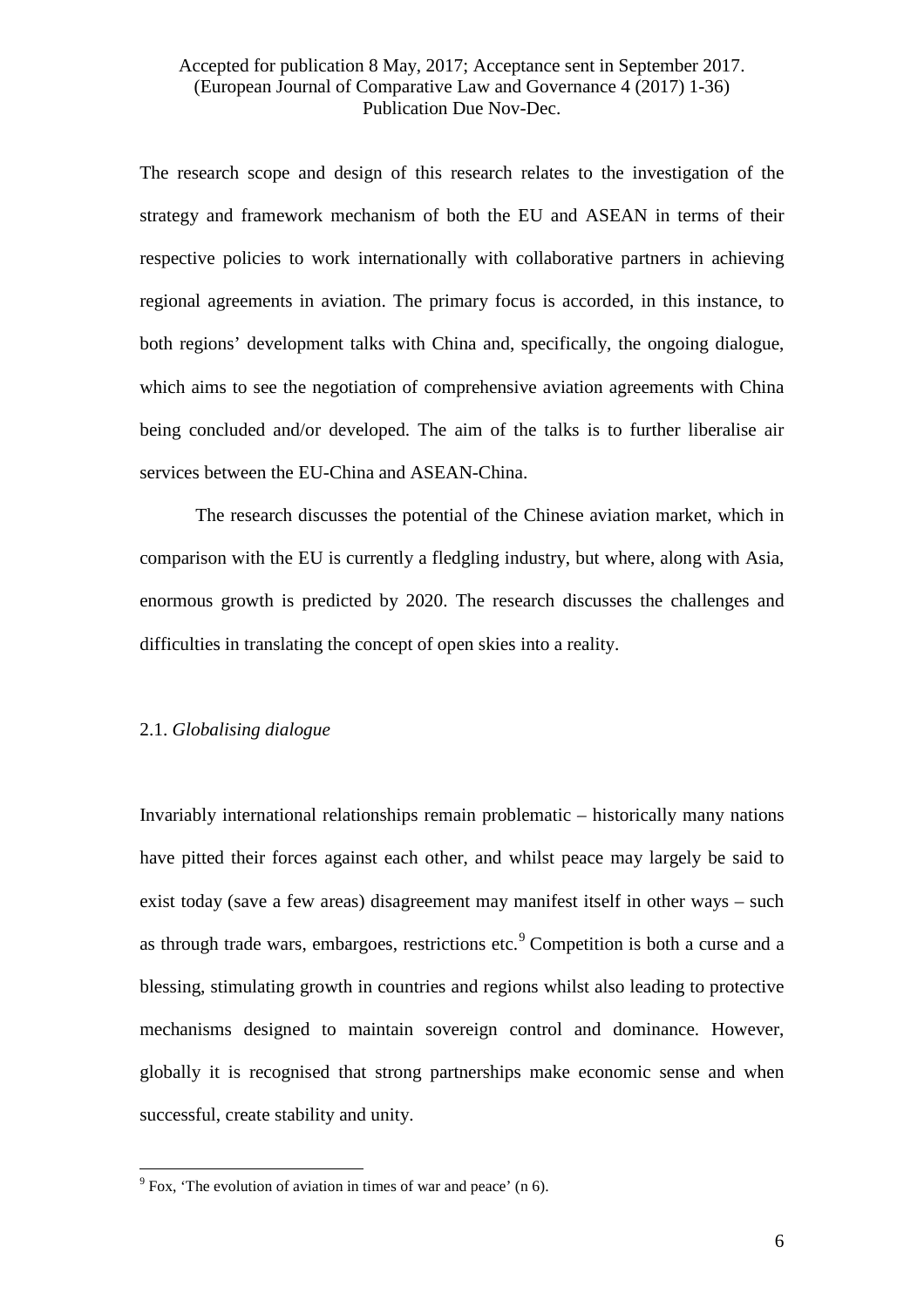The research scope and design of this research relates to the investigation of the strategy and framework mechanism of both the EU and ASEAN in terms of their respective policies to work internationally with collaborative partners in achieving regional agreements in aviation. The primary focus is accorded, in this instance, to both regions' development talks with China and, specifically, the ongoing dialogue, which aims to see the negotiation of comprehensive aviation agreements with China being concluded and/or developed. The aim of the talks is to further liberalise air services between the EU-China and ASEAN-China.

The research discusses the potential of the Chinese aviation market, which in comparison with the EU is currently a fledgling industry, but where, along with Asia, enormous growth is predicted by 2020. The research discusses the challenges and difficulties in translating the concept of open skies into a reality.

### 2.1. *Globalising dialogue*

Invariably international relationships remain problematic – historically many nations have pitted their forces against each other, and whilst peace may largely be said to exist today (save a few areas) disagreement may manifest itself in other ways – such as through trade wars, embargoes, restrictions etc.[9] Competition is both a curse and a blessing, stimulating growth in countries and regions whilst also leading to protective mechanisms designed to maintain sovereign control and dominance. However, globally it is recognised that strong partnerships make economic sense and when successful, create stability and unity.

[9] Fox, 'The evolution of aviation in times of war and peace' (n 6).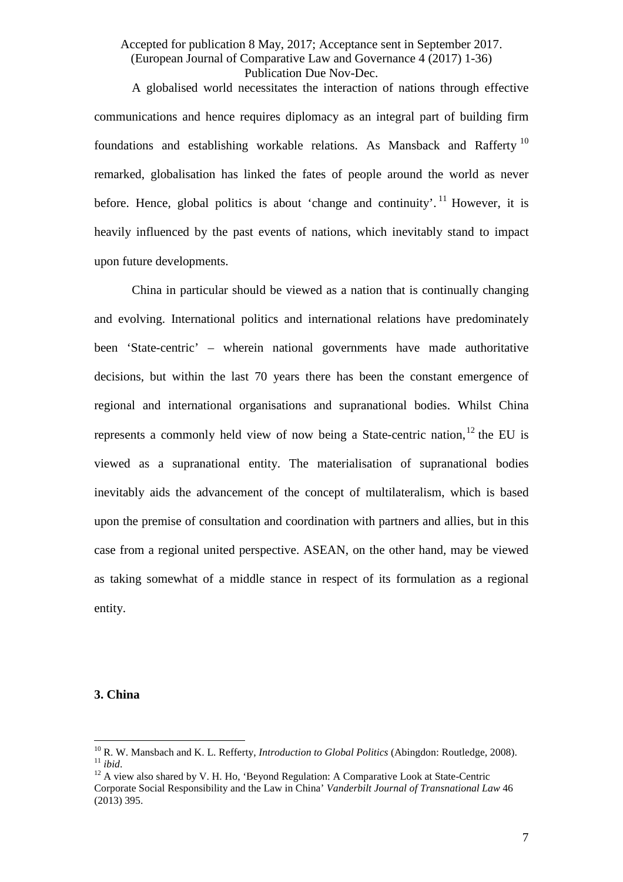A globalised world necessitates the interaction of nations through effective communications and hence requires diplomacy as an integral part of building firm foundations and establishing workable relations. As Mansback and Rafferty [10] remarked, globalisation has linked the fates of people around the world as never before. Hence, global politics is about 'change and continuity'. [11] However, it is heavily influenced by the past events of nations, which inevitably stand to impact upon future developments.

China in particular should be viewed as a nation that is continually changing and evolving. International politics and international relations have predominately been 'State-centric' – wherein national governments have made authoritative decisions, but within the last 70 years there has been the constant emergence of regional and international organisations and supranational bodies. Whilst China represents a commonly held view of now being a State-centric nation,[12] the EU is viewed as a supranational entity. The materialisation of supranational bodies inevitably aids the advancement of the concept of multilateralism, which is based upon the premise of consultation and coordination with partners and allies, but in this case from a regional united perspective. ASEAN, on the other hand, may be viewed as taking somewhat of a middle stance in respect of its formulation as a regional entity.

## 3. China

---

[10] R. W. Mansbach and K. L. Refferty, *Introduction to Global Politics* (Abingdon: Routledge, 2008).

[11] *ibid*.

[12] A view also shared by V. H. Ho, 'Beyond Regulation: A Comparative Look at State-Centric Corporate Social Responsibility and the Law in China' *Vanderbilt Journal of Transnational Law* 46 (2013) 395.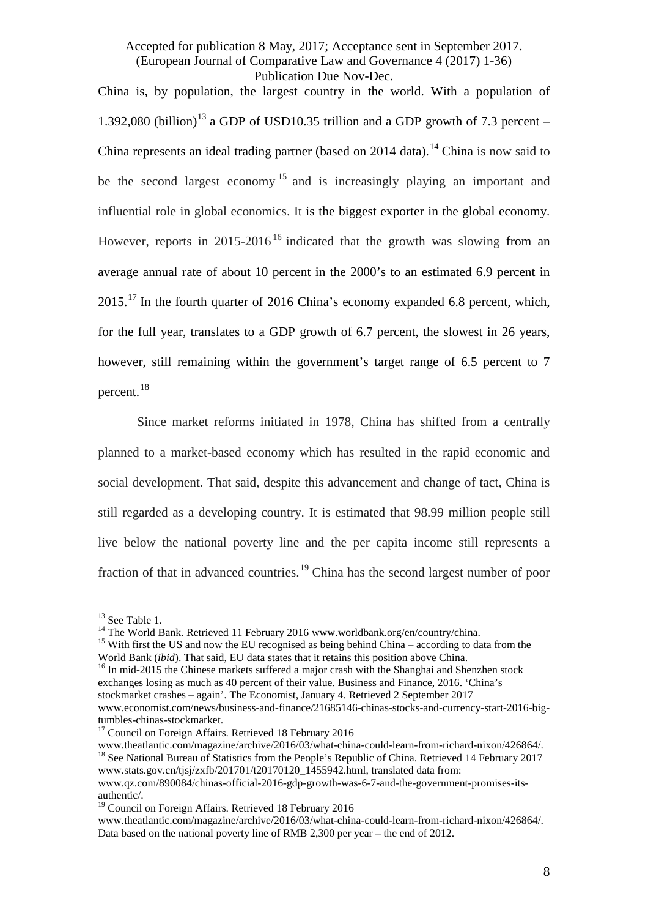China is, by population, the largest country in the world. With a population of 1.392,080 (billion)[13] a GDP of USD10.35 trillion and a GDP growth of 7.3 percent – China represents an ideal trading partner (based on 2014 data).[14] China is now said to be the second largest economy[15] and is increasingly playing an important and influential role in global economics. It is the biggest exporter in the global economy. However, reports in 2015-2016[16] indicated that the growth was slowing from an average annual rate of about 10 percent in the 2000's to an estimated 6.9 percent in 2015.[17] In the fourth quarter of 2016 China's economy expanded 6.8 percent, which, for the full year, translates to a GDP growth of 6.7 percent, the slowest in 26 years, however, still remaining within the government's target range of 6.5 percent to 7 percent.[18]

Since market reforms initiated in 1978, China has shifted from a centrally planned to a market-based economy which has resulted in the rapid economic and social development. That said, despite this advancement and change of tact, China is still regarded as a developing country. It is estimated that 98.99 million people still live below the national poverty line and the per capita income still represents a fraction of that in advanced countries.[19] China has the second largest number of poor

---

[13] See Table 1.

[14] The World Bank. Retrieved 11 February 2016 www.worldbank.org/en/country/china.

[15] With first the US and now the EU recognised as being behind China – according to data from the World Bank (*ibid*). That said, EU data states that it retains this position above China.

[16] In mid-2015 the Chinese markets suffered a major crash with the Shanghai and Shenzhen stock exchanges losing as much as 40 percent of their value. Business and Finance, 2016. 'China's stockmarket crashes – again'. The Economist, January 4. Retrieved 2 September 2017 www.economist.com/news/business-and-finance/21685146-chinas-stocks-and-currency-start-2016-big-tumbles-chinas-stockmarket.

[17] Council on Foreign Affairs. Retrieved 18 February 2016 www.theatlantic.com/magazine/archive/2016/03/what-china-could-learn-from-richard-nixon/426864/.

[18] See National Bureau of Statistics from the People's Republic of China. Retrieved 14 February 2017 www.stats.gov.cn/tjsj/zxfb/201701/t20170120_1455942.html, translated data from: www.qz.com/890084/chinas-official-2016-gdp-growth-was-6-7-and-the-government-promises-its-authentic/.

[19] Council on Foreign Affairs. Retrieved 18 February 2016 www.theatlantic.com/magazine/archive/2016/03/what-china-could-learn-from-richard-nixon/426864/. Data based on the national poverty line of RMB 2,300 per year – the end of 2012.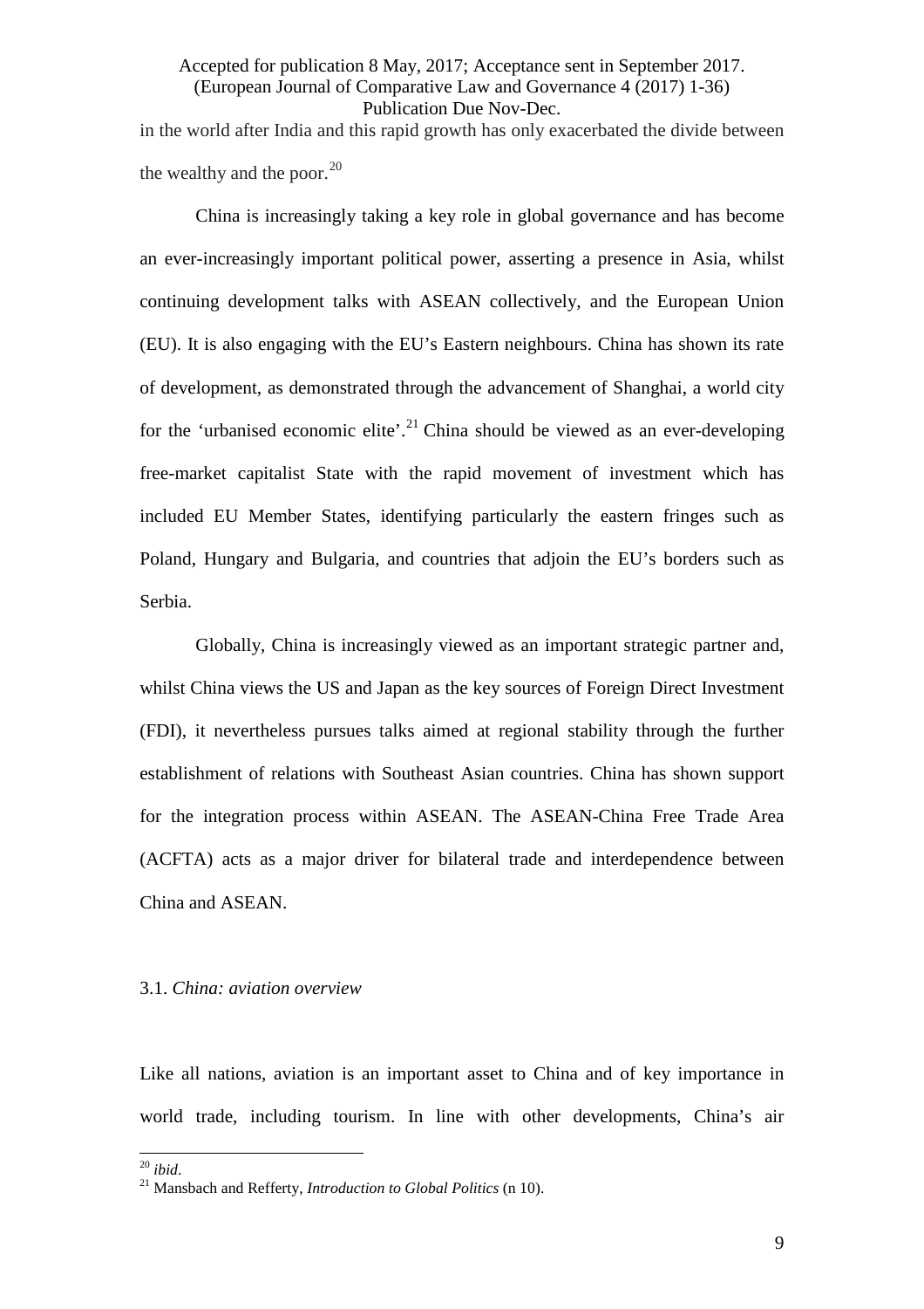in the world after India and this rapid growth has only exacerbated the divide between the wealthy and the poor.[20]

China is increasingly taking a key role in global governance and has become an ever-increasingly important political power, asserting a presence in Asia, whilst continuing development talks with ASEAN collectively, and the European Union (EU). It is also engaging with the EU's Eastern neighbours. China has shown its rate of development, as demonstrated through the advancement of Shanghai, a world city for the 'urbanised economic elite'.[21] China should be viewed as an ever-developing free-market capitalist State with the rapid movement of investment which has included EU Member States, identifying particularly the eastern fringes such as Poland, Hungary and Bulgaria, and countries that adjoin the EU's borders such as Serbia.

Globally, China is increasingly viewed as an important strategic partner and, whilst China views the US and Japan as the key sources of Foreign Direct Investment (FDI), it nevertheless pursues talks aimed at regional stability through the further establishment of relations with Southeast Asian countries. China has shown support for the integration process within ASEAN. The ASEAN-China Free Trade Area (ACFTA) acts as a major driver for bilateral trade and interdependence between China and ASEAN.

### 3.1. *China: aviation overview*

Like all nations, aviation is an important asset to China and of key importance in world trade, including tourism. In line with other developments, China's air

[20] *ibid*.

[21] Mansbach and Refferty, *Introduction to Global Politics* (n 10).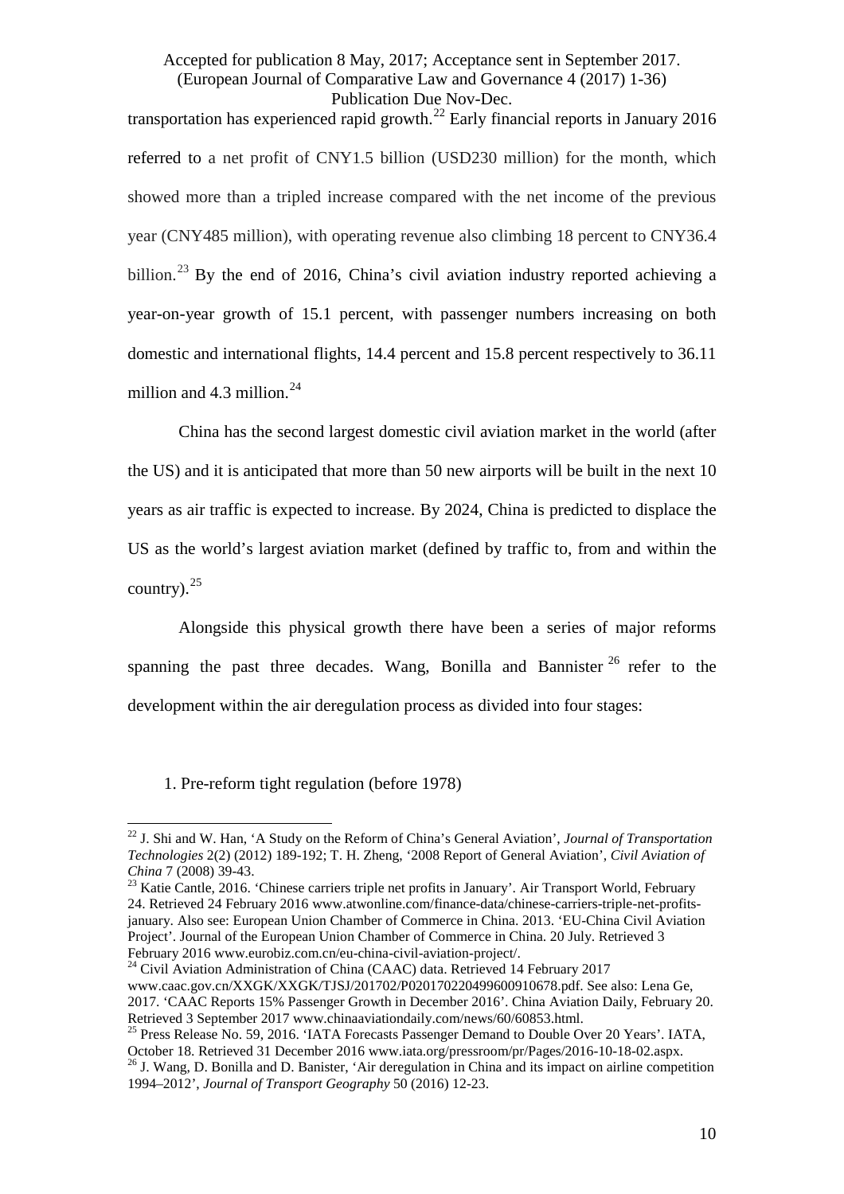transportation has experienced rapid growth.[22] Early financial reports in January 2016 referred to a net profit of CNY1.5 billion (USD230 million) for the month, which showed more than a tripled increase compared with the net income of the previous year (CNY485 million), with operating revenue also climbing 18 percent to CNY36.4 billion.[23] By the end of 2016, China's civil aviation industry reported achieving a year-on-year growth of 15.1 percent, with passenger numbers increasing on both domestic and international flights, 14.4 percent and 15.8 percent respectively to 36.11 million and 4.3 million.[24]

China has the second largest domestic civil aviation market in the world (after the US) and it is anticipated that more than 50 new airports will be built in the next 10 years as air traffic is expected to increase. By 2024, China is predicted to displace the US as the world's largest aviation market (defined by traffic to, from and within the country).[25]

Alongside this physical growth there have been a series of major reforms spanning the past three decades. Wang, Bonilla and Bannister [26] refer to the development within the air deregulation process as divided into four stages:

1. Pre-reform tight regulation (before 1978)

---

[22] J. Shi and W. Han, 'A Study on the Reform of China's General Aviation', *Journal of Transportation Technologies* 2(2) (2012) 189-192; T. H. Zheng, '2008 Report of General Aviation', *Civil Aviation of China* 7 (2008) 39-43.

[23] Katie Cantle, 2016. 'Chinese carriers triple net profits in January'. Air Transport World, February 24. Retrieved 24 February 2016 www.atwonline.com/finance-data/chinese-carriers-triple-net-profits-january. Also see: European Union Chamber of Commerce in China. 2013. 'EU-China Civil Aviation Project'. Journal of the European Union Chamber of Commerce in China. 20 July. Retrieved 3 February 2016 www.eurobiz.com.cn/eu-china-civil-aviation-project/.

[24] Civil Aviation Administration of China (CAAC) data. Retrieved 14 February 2017 www.caac.gov.cn/XXGK/XXGK/TJSJ/201702/P020170220499600910678.pdf. See also: Lena Ge, 2017. 'CAAC Reports 15% Passenger Growth in December 2016'. China Aviation Daily, February 20. Retrieved 3 September 2017 www.chinaaviationdaily.com/news/60/60853.html.

[25] Press Release No. 59, 2016. 'IATA Forecasts Passenger Demand to Double Over 20 Years'. IATA, October 18. Retrieved 31 December 2016 www.iata.org/pressroom/pr/Pages/2016-10-18-02.aspx.

[26] J. Wang, D. Bonilla and D. Banister, 'Air deregulation in China and its impact on airline competition 1994–2012', *Journal of Transport Geography* 50 (2016) 12-23.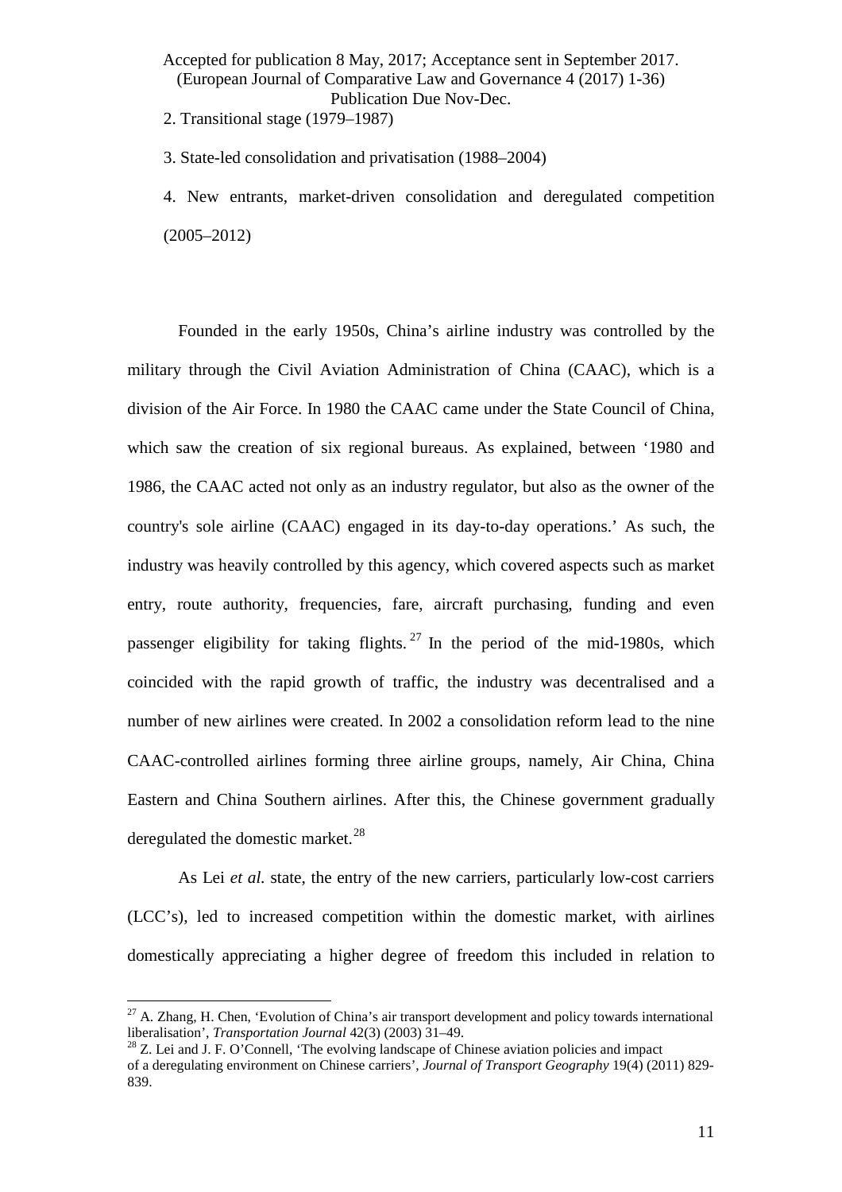2. Transitional stage (1979–1987)

3. State-led consolidation and privatisation (1988–2004)

4. New entrants, market-driven consolidation and deregulated competition (2005–2012)

Founded in the early 1950s, China's airline industry was controlled by the military through the Civil Aviation Administration of China (CAAC), which is a division of the Air Force. In 1980 the CAAC came under the State Council of China, which saw the creation of six regional bureaus. As explained, between '1980 and 1986, the CAAC acted not only as an industry regulator, but also as the owner of the country's sole airline (CAAC) engaged in its day-to-day operations.' As such, the industry was heavily controlled by this agency, which covered aspects such as market entry, route authority, frequencies, fare, aircraft purchasing, funding and even passenger eligibility for taking flights.[27] In the period of the mid-1980s, which coincided with the rapid growth of traffic, the industry was decentralised and a number of new airlines were created. In 2002 a consolidation reform lead to the nine CAAC-controlled airlines forming three airline groups, namely, Air China, China Eastern and China Southern airlines. After this, the Chinese government gradually deregulated the domestic market.[28]

As Lei *et al.* state, the entry of the new carriers, particularly low-cost carriers (LCC's), led to increased competition within the domestic market, with airlines domestically appreciating a higher degree of freedom this included in relation to

[27] A. Zhang, H. Chen, 'Evolution of China's air transport development and policy towards international liberalisation', *Transportation Journal* 42(3) (2003) 31–49.

[28] Z. Lei and J. F. O'Connell, 'The evolving landscape of Chinese aviation policies and impact of a deregulating environment on Chinese carriers', *Journal of Transport Geography* 19(4) (2011) 829-839.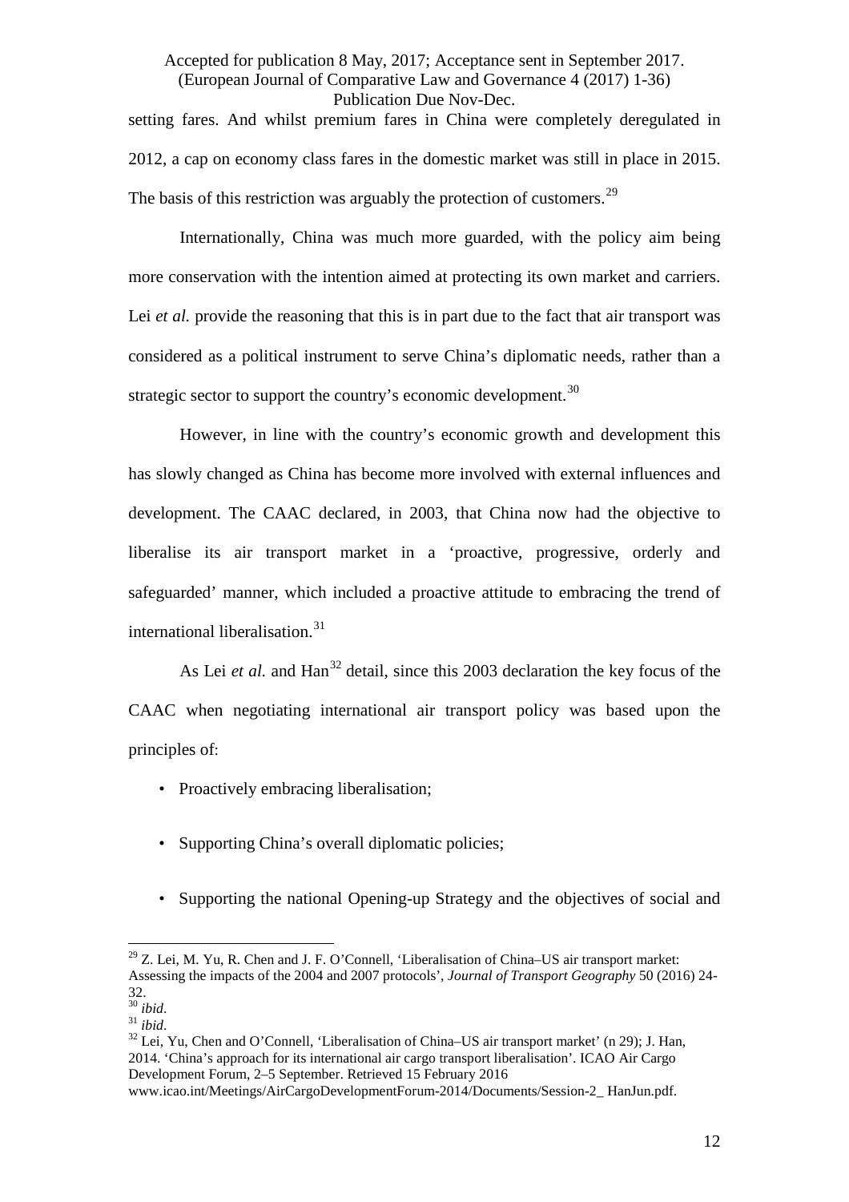setting fares. And whilst premium fares in China were completely deregulated in 2012, a cap on economy class fares in the domestic market was still in place in 2015. The basis of this restriction was arguably the protection of customers.[29]

Internationally, China was much more guarded, with the policy aim being more conservation with the intention aimed at protecting its own market and carriers. Lei *et al.* provide the reasoning that this is in part due to the fact that air transport was considered as a political instrument to serve China's diplomatic needs, rather than a strategic sector to support the country's economic development.[30]

However, in line with the country's economic growth and development this has slowly changed as China has become more involved with external influences and development. The CAAC declared, in 2003, that China now had the objective to liberalise its air transport market in a 'proactive, progressive, orderly and safeguarded' manner, which included a proactive attitude to embracing the trend of international liberalisation.[31]

As Lei *et al.* and Han[32] detail, since this 2003 declaration the key focus of the CAAC when negotiating international air transport policy was based upon the principles of:

- Proactively embracing liberalisation;
- Supporting China's overall diplomatic policies;
- Supporting the national Opening-up Strategy and the objectives of social and

---

[29] Z. Lei, M. Yu, R. Chen and J. F. O'Connell, 'Liberalisation of China–US air transport market: Assessing the impacts of the 2004 and 2007 protocols', *Journal of Transport Geography* 50 (2016) 24-32.

[30] *ibid*.

[31] *ibid*.

[32] Lei, Yu, Chen and O'Connell, 'Liberalisation of China–US air transport market' (n 29); J. Han, 2014. 'China's approach for its international air cargo transport liberalisation'. ICAO Air Cargo Development Forum, 2–5 September. Retrieved 15 February 2016 www.icao.int/Meetings/AirCargoDevelopmentForum-2014/Documents/Session-2_ HanJun.pdf.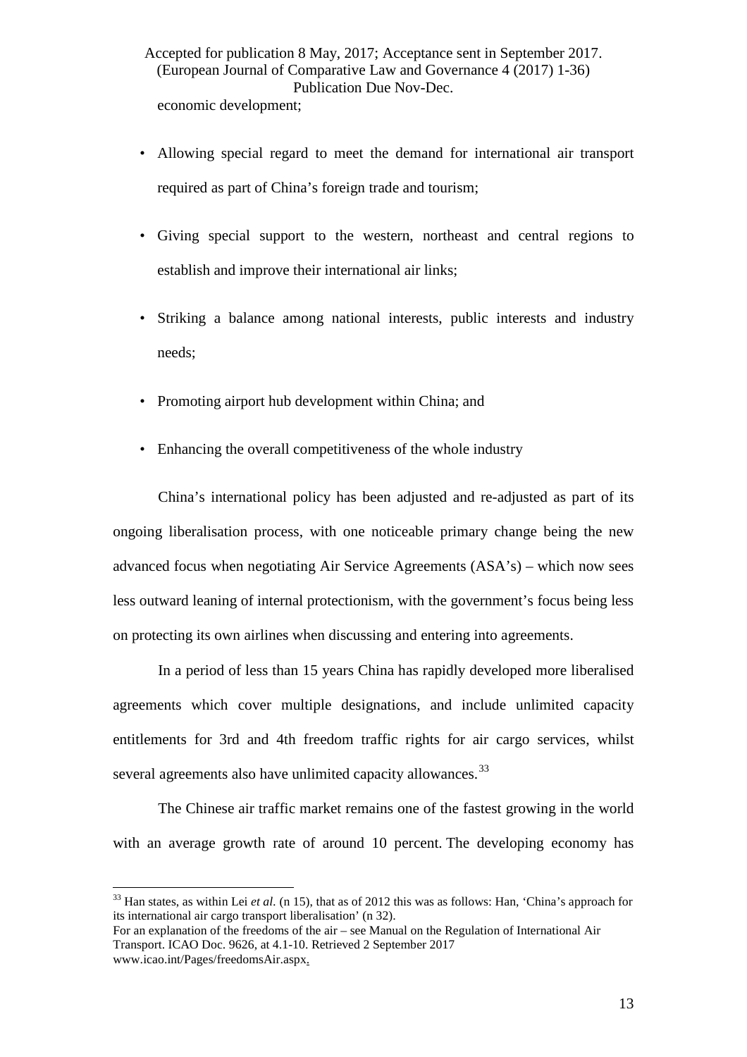economic development;

- Allowing special regard to meet the demand for international air transport required as part of China's foreign trade and tourism;
- Giving special support to the western, northeast and central regions to establish and improve their international air links;
- Striking a balance among national interests, public interests and industry needs;
- Promoting airport hub development within China; and
- Enhancing the overall competitiveness of the whole industry

China's international policy has been adjusted and re-adjusted as part of its ongoing liberalisation process, with one noticeable primary change being the new advanced focus when negotiating Air Service Agreements (ASA's) – which now sees less outward leaning of internal protectionism, with the government's focus being less on protecting its own airlines when discussing and entering into agreements.

In a period of less than 15 years China has rapidly developed more liberalised agreements which cover multiple designations, and include unlimited capacity entitlements for 3rd and 4th freedom traffic rights for air cargo services, whilst several agreements also have unlimited capacity allowances.[33]

The Chinese air traffic market remains one of the fastest growing in the world with an average growth rate of around 10 percent. The developing economy has

---

[33] Han states, as within Lei *et al*. (n 15), that as of 2012 this was as follows: Han, 'China's approach for its international air cargo transport liberalisation' (n 32).
For an explanation of the freedoms of the air – see Manual on the Regulation of International Air Transport. ICAO Doc. 9626, at 4.1-10. Retrieved 2 September 2017 www.icao.int/Pages/freedomsAir.aspx.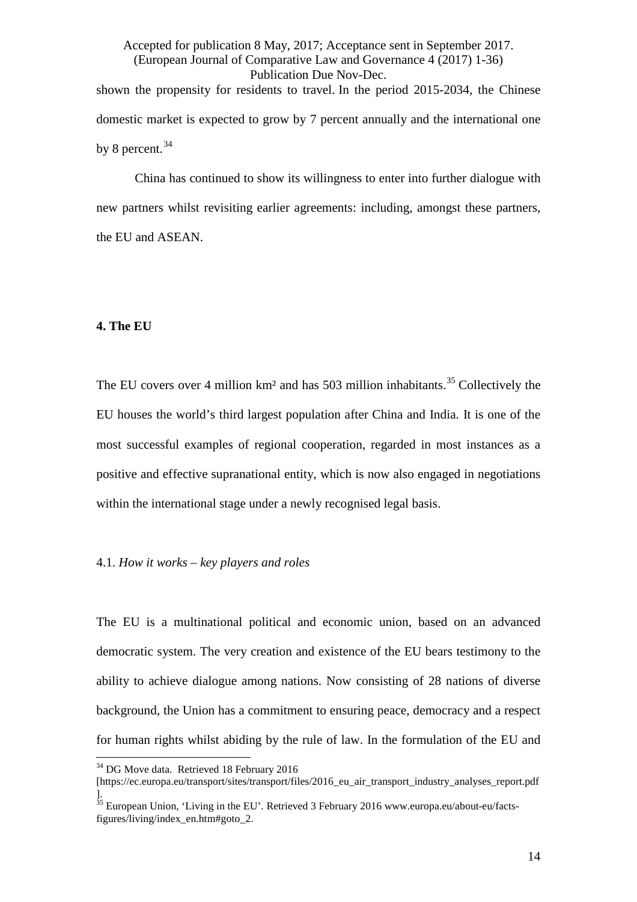shown the propensity for residents to travel. In the period 2015-2034, the Chinese domestic market is expected to grow by 7 percent annually and the international one by 8 percent.[34]

China has continued to show its willingness to enter into further dialogue with new partners whilst revisiting earlier agreements: including, amongst these partners, the EU and ASEAN.

## 4. The EU

The EU covers over 4 million km² and has 503 million inhabitants.[35] Collectively the EU houses the world's third largest population after China and India. It is one of the most successful examples of regional cooperation, regarded in most instances as a positive and effective supranational entity, which is now also engaged in negotiations within the international stage under a newly recognised legal basis.

### 4.1. *How it works – key players and roles*

The EU is a multinational political and economic union, based on an advanced democratic system. The very creation and existence of the EU bears testimony to the ability to achieve dialogue among nations. Now consisting of 28 nations of diverse background, the Union has a commitment to ensuring peace, democracy and a respect for human rights whilst abiding by the rule of law. In the formulation of the EU and

---

[34] DG Move data. Retrieved 18 February 2016 [https://ec.europa.eu/transport/sites/transport/files/2016_eu_air_transport_industry_analyses_report.pdf].

[35] European Union, 'Living in the EU'. Retrieved 3 February 2016 www.europa.eu/about-eu/facts-figures/living/index_en.htm#goto_2.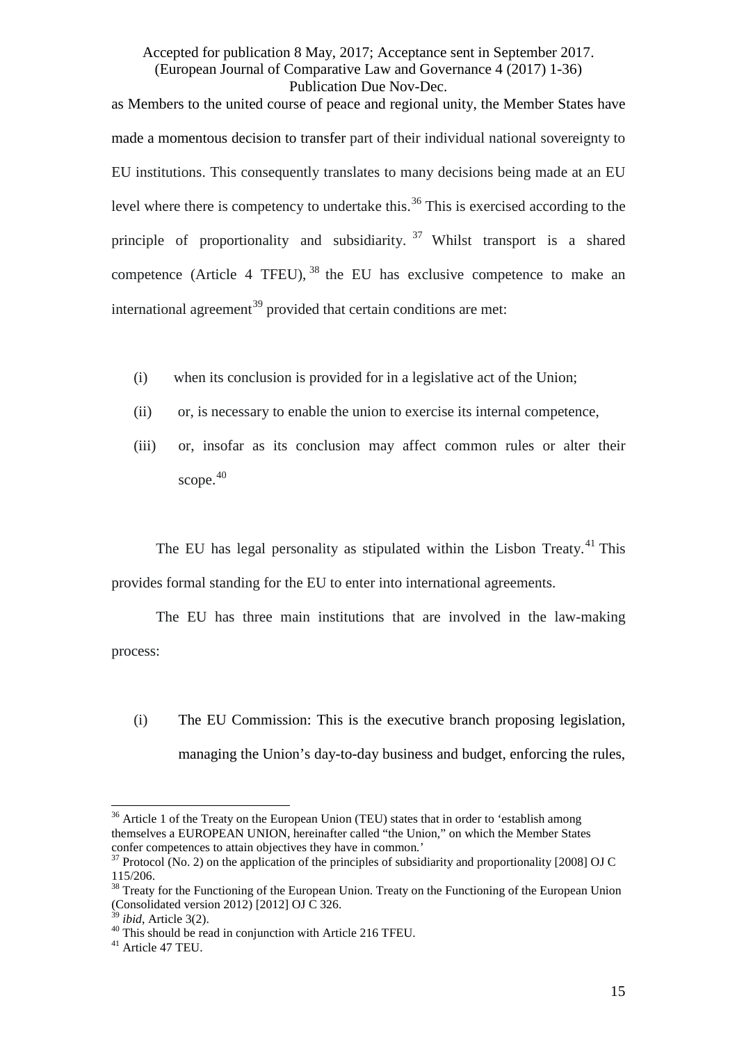as Members to the united course of peace and regional unity, the Member States have made a momentous decision to transfer part of their individual national sovereignty to EU institutions. This consequently translates to many decisions being made at an EU level where there is competency to undertake this.[36] This is exercised according to the principle of proportionality and subsidiarity.[37] Whilst transport is a shared competence (Article 4 TFEU),[38] the EU has exclusive competence to make an international agreement[39] provided that certain conditions are met:

(i) when its conclusion is provided for in a legislative act of the Union;

(ii) or, is necessary to enable the union to exercise its internal competence,

(iii) or, insofar as its conclusion may affect common rules or alter their scope.[40]

The EU has legal personality as stipulated within the Lisbon Treaty.[41] This provides formal standing for the EU to enter into international agreements.

The EU has three main institutions that are involved in the law-making process:

(i) The EU Commission: This is the executive branch proposing legislation, managing the Union's day-to-day business and budget, enforcing the rules,

---

[36] Article 1 of the Treaty on the European Union (TEU) states that in order to 'establish among themselves a EUROPEAN UNION, hereinafter called "the Union," on which the Member States confer competences to attain objectives they have in common.'

[37] Protocol (No. 2) on the application of the principles of subsidiarity and proportionality [2008] OJ C 115/206.

[38] Treaty for the Functioning of the European Union. Treaty on the Functioning of the European Union (Consolidated version 2012) [2012] OJ C 326.

[39] *ibid*, Article 3(2).

[40] This should be read in conjunction with Article 216 TFEU.

[41] Article 47 TEU.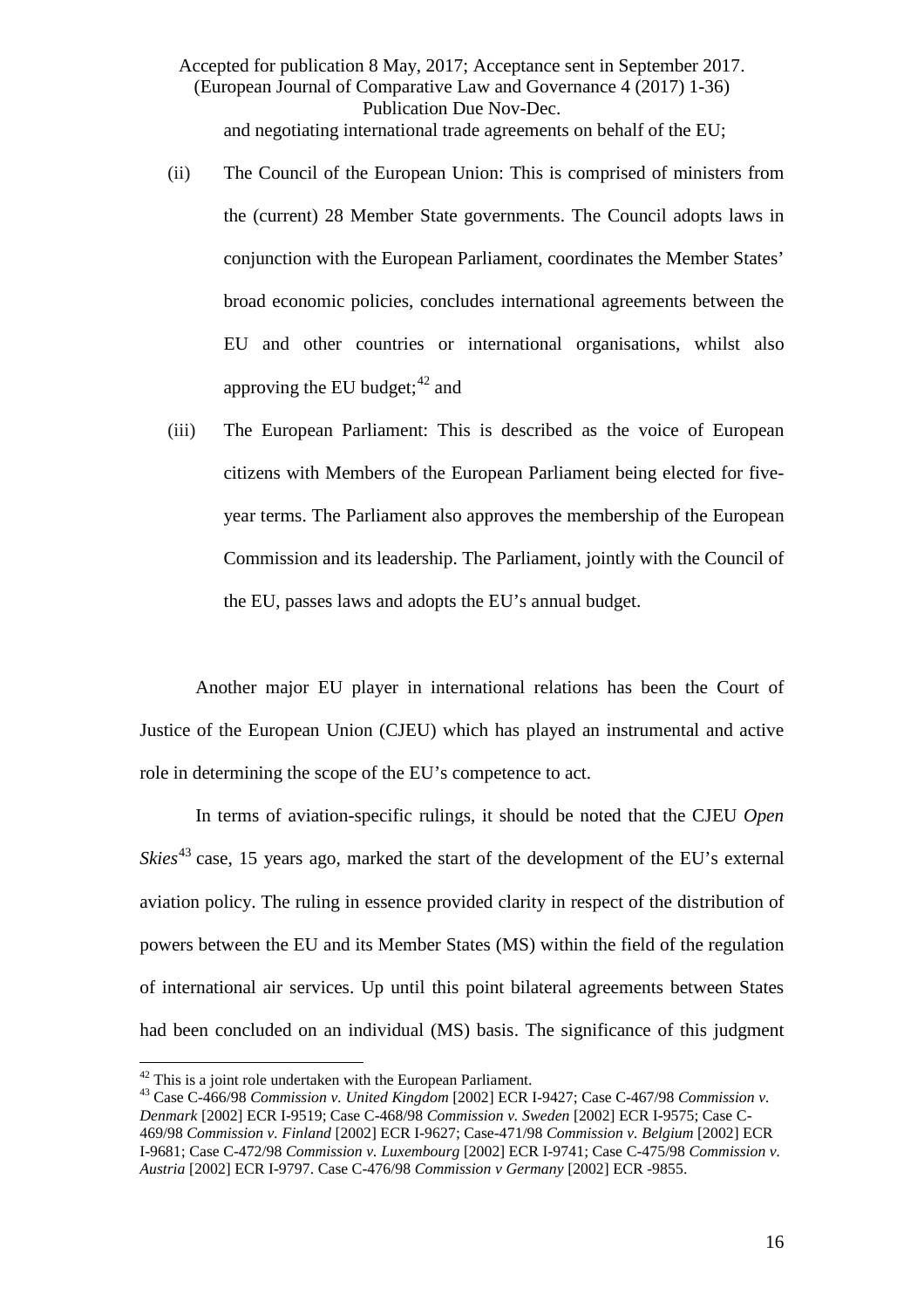and negotiating international trade agreements on behalf of the EU;

(ii) The Council of the European Union: This is comprised of ministers from the (current) 28 Member State governments. The Council adopts laws in conjunction with the European Parliament, coordinates the Member States' broad economic policies, concludes international agreements between the EU and other countries or international organisations, whilst also approving the EU budget;[42] and

(iii) The European Parliament: This is described as the voice of European citizens with Members of the European Parliament being elected for five-year terms. The Parliament also approves the membership of the European Commission and its leadership. The Parliament, jointly with the Council of the EU, passes laws and adopts the EU's annual budget.

Another major EU player in international relations has been the Court of Justice of the European Union (CJEU) which has played an instrumental and active role in determining the scope of the EU's competence to act.

In terms of aviation-specific rulings, it should be noted that the CJEU *Open Skies*[43] case, 15 years ago, marked the start of the development of the EU's external aviation policy. The ruling in essence provided clarity in respect of the distribution of powers between the EU and its Member States (MS) within the field of the regulation of international air services. Up until this point bilateral agreements between States had been concluded on an individual (MS) basis. The significance of this judgment

[42] This is a joint role undertaken with the European Parliament.

[43] Case C-466/98 *Commission v. United Kingdom* [2002] ECR I-9427; Case C-467/98 *Commission v. Denmark* [2002] ECR I-9519; Case C-468/98 *Commission v. Sweden* [2002] ECR I-9575; Case C-469/98 *Commission v. Finland* [2002] ECR I-9627; Case-471/98 *Commission v. Belgium* [2002] ECR I-9681; Case C-472/98 *Commission v. Luxembourg* [2002] ECR I-9741; Case C-475/98 *Commission v. Austria* [2002] ECR I-9797. Case C-476/98 *Commission v Germany* [2002] ECR -9855.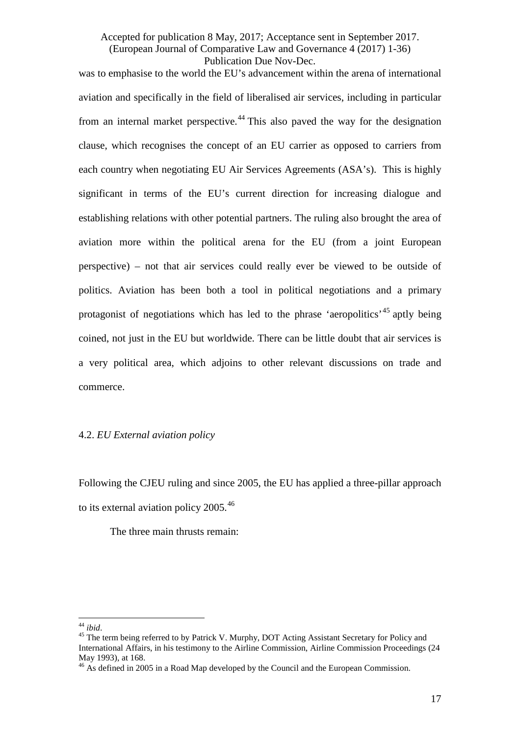was to emphasise to the world the EU's advancement within the arena of international aviation and specifically in the field of liberalised air services, including in particular from an internal market perspective.[44] This also paved the way for the designation clause, which recognises the concept of an EU carrier as opposed to carriers from each country when negotiating EU Air Services Agreements (ASA's). This is highly significant in terms of the EU's current direction for increasing dialogue and establishing relations with other potential partners. The ruling also brought the area of aviation more within the political arena for the EU (from a joint European perspective) – not that air services could really ever be viewed to be outside of politics. Aviation has been both a tool in political negotiations and a primary protagonist of negotiations which has led to the phrase 'aeropolitics'[45] aptly being coined, not just in the EU but worldwide. There can be little doubt that air services is a very political area, which adjoins to other relevant discussions on trade and commerce.

### 4.2. *EU External aviation policy*

Following the CJEU ruling and since 2005, the EU has applied a three-pillar approach to its external aviation policy 2005.[46]

The three main thrusts remain:

---

[44] *ibid*.

[45] The term being referred to by Patrick V. Murphy, DOT Acting Assistant Secretary for Policy and International Affairs, in his testimony to the Airline Commission, Airline Commission Proceedings (24 May 1993), at 168.

[46] As defined in 2005 in a Road Map developed by the Council and the European Commission.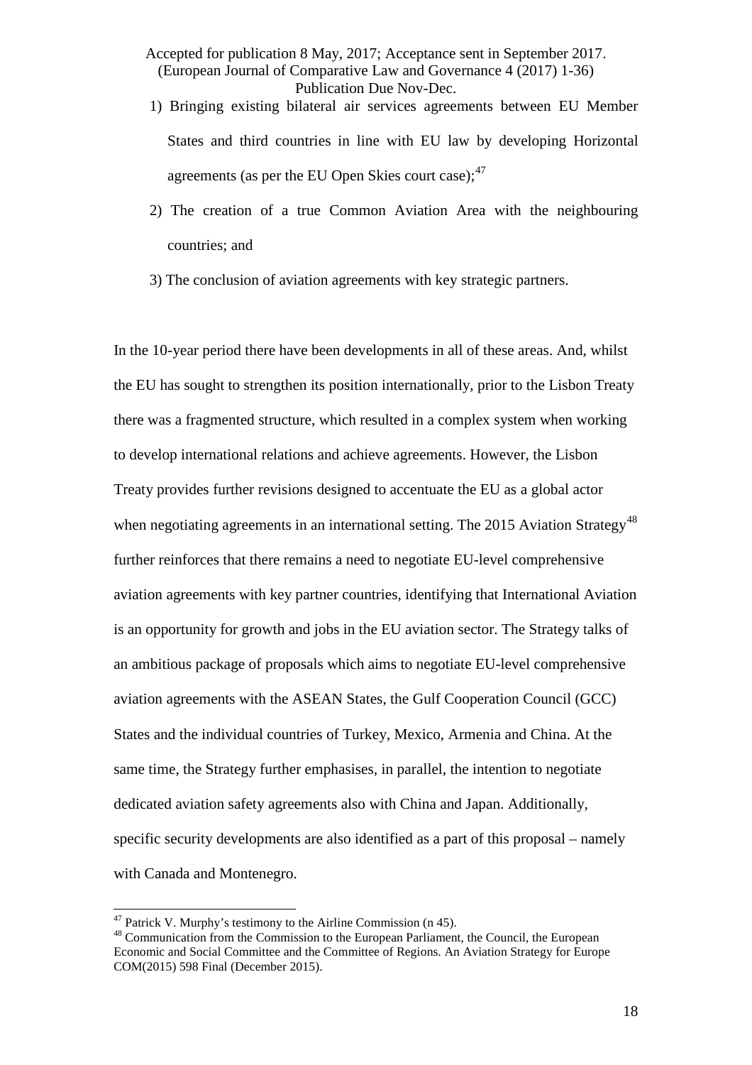1) Bringing existing bilateral air services agreements between EU Member States and third countries in line with EU law by developing Horizontal agreements (as per the EU Open Skies court case);[47]

2) The creation of a true Common Aviation Area with the neighbouring countries; and

3) The conclusion of aviation agreements with key strategic partners.

In the 10-year period there have been developments in all of these areas. And, whilst the EU has sought to strengthen its position internationally, prior to the Lisbon Treaty there was a fragmented structure, which resulted in a complex system when working to develop international relations and achieve agreements. However, the Lisbon Treaty provides further revisions designed to accentuate the EU as a global actor when negotiating agreements in an international setting. The 2015 Aviation Strategy[48] further reinforces that there remains a need to negotiate EU-level comprehensive aviation agreements with key partner countries, identifying that International Aviation is an opportunity for growth and jobs in the EU aviation sector. The Strategy talks of an ambitious package of proposals which aims to negotiate EU-level comprehensive aviation agreements with the ASEAN States, the Gulf Cooperation Council (GCC) States and the individual countries of Turkey, Mexico, Armenia and China. At the same time, the Strategy further emphasises, in parallel, the intention to negotiate dedicated aviation safety agreements also with China and Japan. Additionally, specific security developments are also identified as a part of this proposal – namely with Canada and Montenegro.

[47] Patrick V. Murphy's testimony to the Airline Commission (n 45).

[48] Communication from the Commission to the European Parliament, the Council, the European Economic and Social Committee and the Committee of Regions. An Aviation Strategy for Europe COM(2015) 598 Final (December 2015).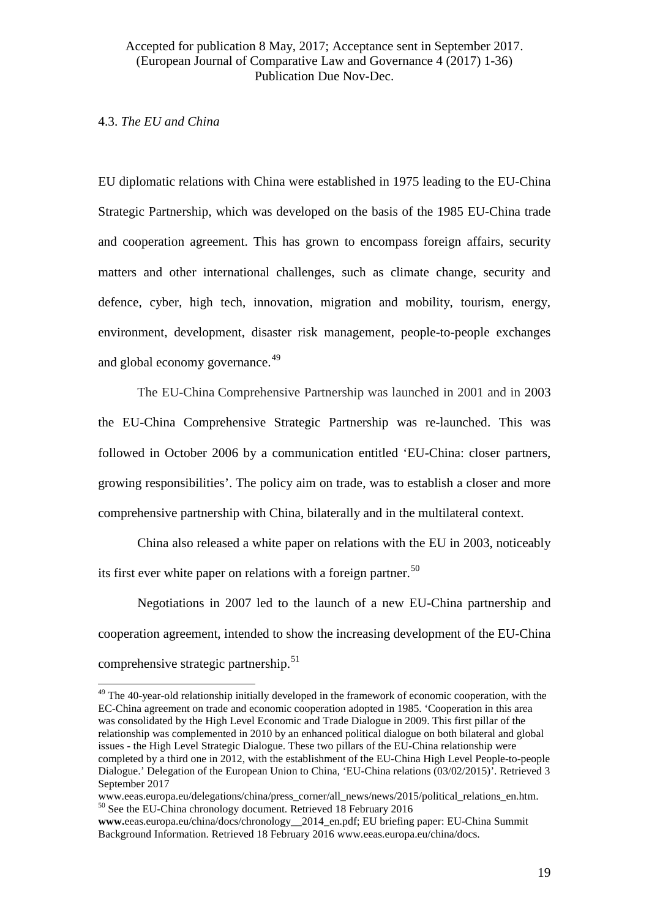### 4.3. *The EU and China*

EU diplomatic relations with China were established in 1975 leading to the EU-China Strategic Partnership, which was developed on the basis of the 1985 EU-China trade and cooperation agreement. This has grown to encompass foreign affairs, security matters and other international challenges, such as climate change, security and defence, cyber, high tech, innovation, migration and mobility, tourism, energy, environment, development, disaster risk management, people-to-people exchanges and global economy governance.[49]

The EU-China Comprehensive Partnership was launched in 2001 and in 2003 the EU-China Comprehensive Strategic Partnership was re-launched. This was followed in October 2006 by a communication entitled 'EU-China: closer partners, growing responsibilities'. The policy aim on trade, was to establish a closer and more comprehensive partnership with China, bilaterally and in the multilateral context.

China also released a white paper on relations with the EU in 2003, noticeably its first ever white paper on relations with a foreign partner.[50]

Negotiations in 2007 led to the launch of a new EU-China partnership and cooperation agreement, intended to show the increasing development of the EU-China comprehensive strategic partnership.[51]

---

[49] The 40-year-old relationship initially developed in the framework of economic cooperation, with the EC-China agreement on trade and economic cooperation adopted in 1985. 'Cooperation in this area was consolidated by the High Level Economic and Trade Dialogue in 2009. This first pillar of the relationship was complemented in 2010 by an enhanced political dialogue on both bilateral and global issues - the High Level Strategic Dialogue. These two pillars of the EU-China relationship were completed by a third one in 2012, with the establishment of the EU-China High Level People-to-people Dialogue.' Delegation of the European Union to China, 'EU-China relations (03/02/2015)'. Retrieved 3 September 2017 www.eeas.europa.eu/delegations/china/press_corner/all_news/news/2015/political_relations_en.htm.

[50] See the EU-China chronology document. Retrieved 18 February 2016 **www.**eeas.europa.eu/china/docs/chronology__2014_en.pdf; EU briefing paper: EU-China Summit Background Information. Retrieved 18 February 2016 www.eeas.europa.eu/china/docs.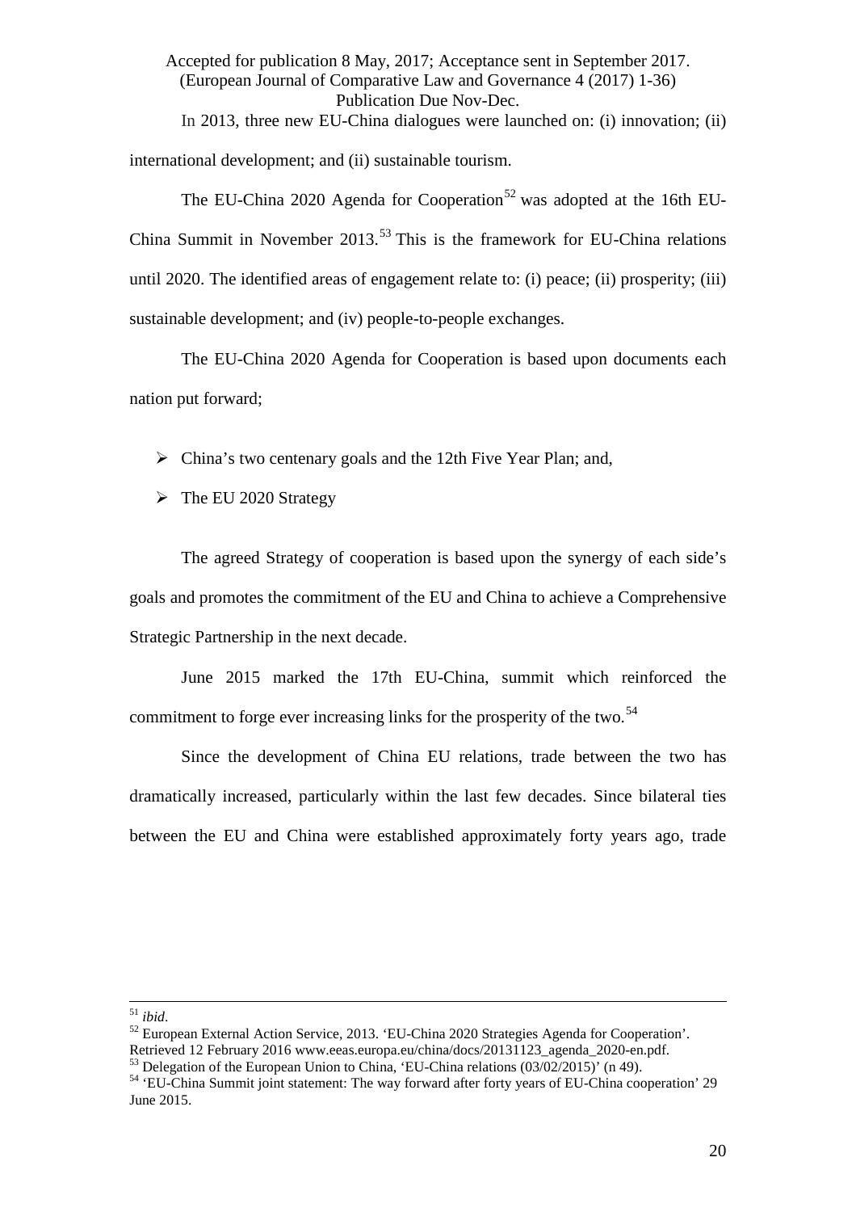In 2013, three new EU-China dialogues were launched on: (i) innovation; (ii) international development; and (ii) sustainable tourism.

The EU-China 2020 Agenda for Cooperation[52] was adopted at the 16th EU-China Summit in November 2013.[53] This is the framework for EU-China relations until 2020. The identified areas of engagement relate to: (i) peace; (ii) prosperity; (iii) sustainable development; and (iv) people-to-people exchanges.

The EU-China 2020 Agenda for Cooperation is based upon documents each nation put forward;

- China's two centenary goals and the 12th Five Year Plan; and,
- The EU 2020 Strategy

The agreed Strategy of cooperation is based upon the synergy of each side's goals and promotes the commitment of the EU and China to achieve a Comprehensive Strategic Partnership in the next decade.

June 2015 marked the 17th EU-China, summit which reinforced the commitment to forge ever increasing links for the prosperity of the two.[54]

Since the development of China EU relations, trade between the two has dramatically increased, particularly within the last few decades. Since bilateral ties between the EU and China were established approximately forty years ago, trade

---

[51] *ibid*.

[52] European External Action Service, 2013. 'EU-China 2020 Strategies Agenda for Cooperation'. Retrieved 12 February 2016 www.eeas.europa.eu/china/docs/20131123_agenda_2020-en.pdf.

[53] Delegation of the European Union to China, 'EU-China relations (03/02/2015)' (n 49).

[54] 'EU-China Summit joint statement: The way forward after forty years of EU-China cooperation' 29 June 2015.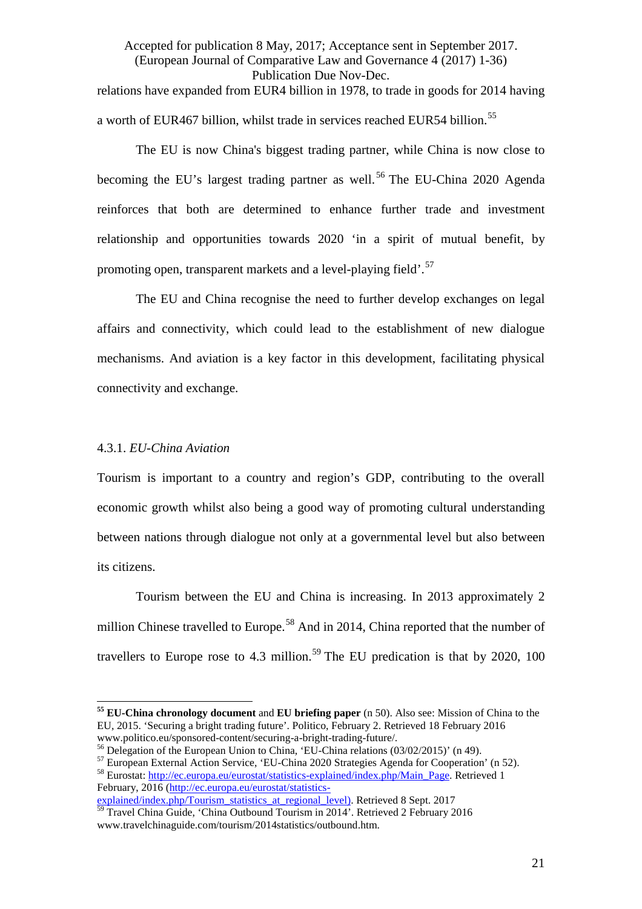relations have expanded from EUR4 billion in 1978, to trade in goods for 2014 having a worth of EUR467 billion, whilst trade in services reached EUR54 billion.[55]

The EU is now China's biggest trading partner, while China is now close to becoming the EU's largest trading partner as well.[56] The EU-China 2020 Agenda reinforces that both are determined to enhance further trade and investment relationship and opportunities towards 2020 'in a spirit of mutual benefit, by promoting open, transparent markets and a level-playing field'.[57]

The EU and China recognise the need to further develop exchanges on legal affairs and connectivity, which could lead to the establishment of new dialogue mechanisms. And aviation is a key factor in this development, facilitating physical connectivity and exchange.

#### 4.3.1. *EU-China Aviation*

Tourism is important to a country and region's GDP, contributing to the overall economic growth whilst also being a good way of promoting cultural understanding between nations through dialogue not only at a governmental level but also between its citizens.

Tourism between the EU and China is increasing. In 2013 approximately 2 million Chinese travelled to Europe.[58] And in 2014, China reported that the number of travellers to Europe rose to 4.3 million.[59] The EU predication is that by 2020, 100

---

[55] **EU-China chronology document** and **EU briefing paper** (n 50). Also see: Mission of China to the EU, 2015. 'Securing a bright trading future'. Politico, February 2. Retrieved 18 February 2016 www.politico.eu/sponsored-content/securing-a-bright-trading-future/.

[56] Delegation of the European Union to China, 'EU-China relations (03/02/2015)' (n 49).

[57] European External Action Service, 'EU-China 2020 Strategies Agenda for Cooperation' (n 52).

[58] Eurostat: http://ec.europa.eu/eurostat/statistics-explained/index.php/Main_Page. Retrieved 1 February, 2016 (http://ec.europa.eu/eurostat/statistics-explained/index.php/Tourism_statistics_at_regional_level). Retrieved 8 Sept. 2017

[59] Travel China Guide, 'China Outbound Tourism in 2014'. Retrieved 2 February 2016 www.travelchinaguide.com/tourism/2014statistics/outbound.htm.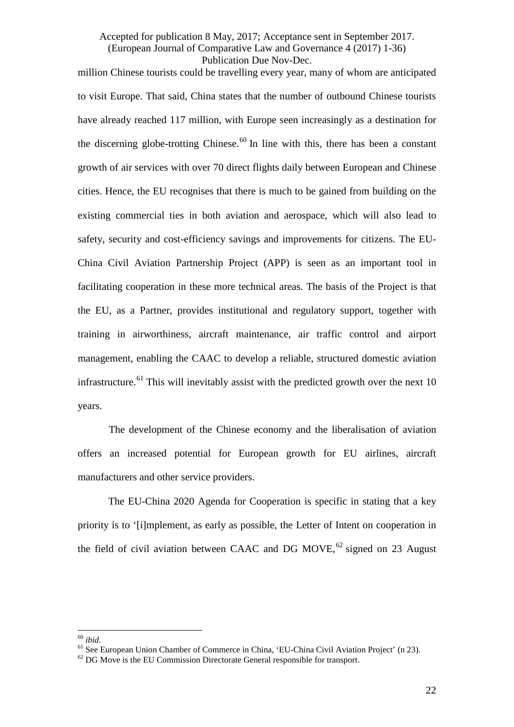million Chinese tourists could be travelling every year, many of whom are anticipated to visit Europe. That said, China states that the number of outbound Chinese tourists have already reached 117 million, with Europe seen increasingly as a destination for the discerning globe-trotting Chinese.[60] In line with this, there has been a constant growth of air services with over 70 direct flights daily between European and Chinese cities. Hence, the EU recognises that there is much to be gained from building on the existing commercial ties in both aviation and aerospace, which will also lead to safety, security and cost-efficiency savings and improvements for citizens. The EU-China Civil Aviation Partnership Project (APP) is seen as an important tool in facilitating cooperation in these more technical areas. The basis of the Project is that the EU, as a Partner, provides institutional and regulatory support, together with training in airworthiness, aircraft maintenance, air traffic control and airport management, enabling the CAAC to develop a reliable, structured domestic aviation infrastructure.[61] This will inevitably assist with the predicted growth over the next 10 years.

The development of the Chinese economy and the liberalisation of aviation offers an increased potential for European growth for EU airlines, aircraft manufacturers and other service providers.

The EU-China 2020 Agenda for Cooperation is specific in stating that a key priority is to '[i]mplement, as early as possible, the Letter of Intent on cooperation in the field of civil aviation between CAAC and DG MOVE,[62] signed on 23 August

---

[60] *ibid*.

[61] See European Union Chamber of Commerce in China, 'EU-China Civil Aviation Project' (n 23).

[62] DG Move is the EU Commission Directorate General responsible for transport.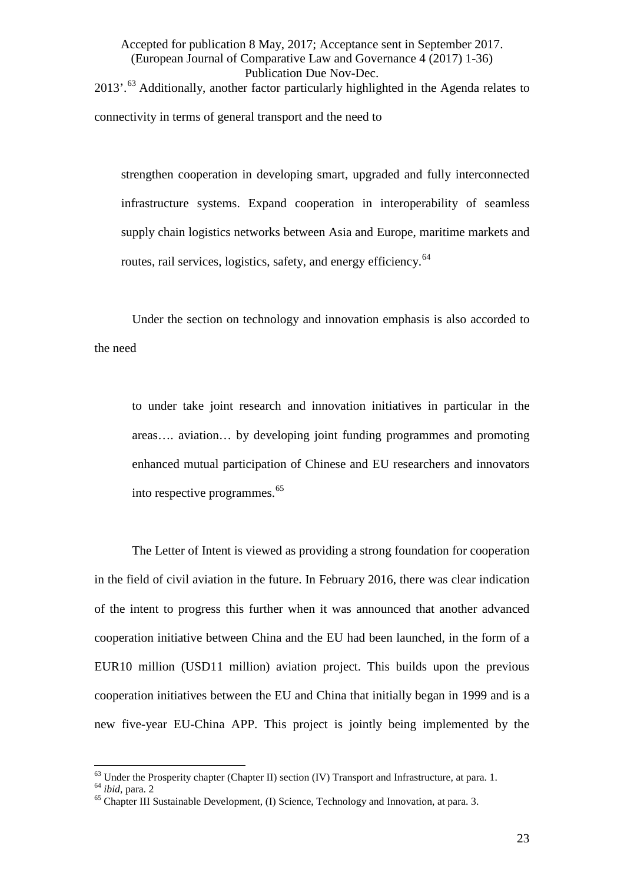2013'.[63] Additionally, another factor particularly highlighted in the Agenda relates to connectivity in terms of general transport and the need to

> strengthen cooperation in developing smart, upgraded and fully interconnected infrastructure systems. Expand cooperation in interoperability of seamless supply chain logistics networks between Asia and Europe, maritime markets and routes, rail services, logistics, safety, and energy efficiency.[64]

Under the section on technology and innovation emphasis is also accorded to the need

> to under take joint research and innovation initiatives in particular in the areas…. aviation… by developing joint funding programmes and promoting enhanced mutual participation of Chinese and EU researchers and innovators into respective programmes.[65]

The Letter of Intent is viewed as providing a strong foundation for cooperation in the field of civil aviation in the future. In February 2016, there was clear indication of the intent to progress this further when it was announced that another advanced cooperation initiative between China and the EU had been launched, in the form of a EUR10 million (USD11 million) aviation project. This builds upon the previous cooperation initiatives between the EU and China that initially began in 1999 and is a new five-year EU-China APP. This project is jointly being implemented by the

---

[63] Under the Prosperity chapter (Chapter II) section (IV) Transport and Infrastructure, at para. 1.

[64] *ibid*, para. 2

[65] Chapter III Sustainable Development, (I) Science, Technology and Innovation, at para. 3.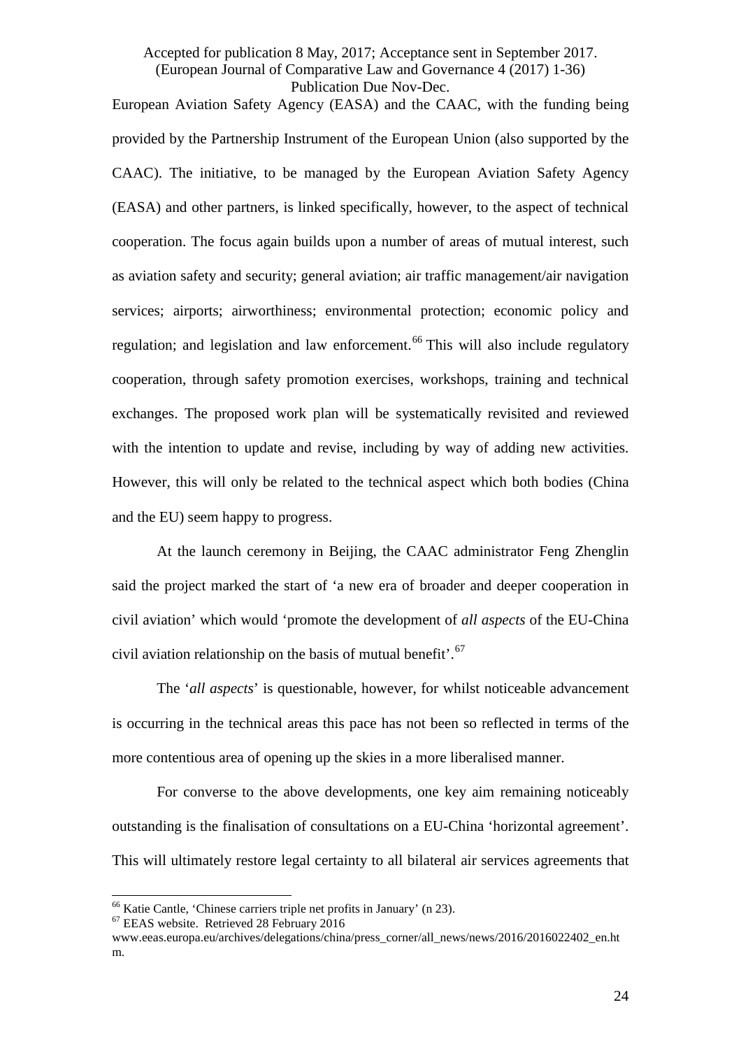European Aviation Safety Agency (EASA) and the CAAC, with the funding being provided by the Partnership Instrument of the European Union (also supported by the CAAC). The initiative, to be managed by the European Aviation Safety Agency (EASA) and other partners, is linked specifically, however, to the aspect of technical cooperation. The focus again builds upon a number of areas of mutual interest, such as aviation safety and security; general aviation; air traffic management/air navigation services; airports; airworthiness; environmental protection; economic policy and regulation; and legislation and law enforcement.[66] This will also include regulatory cooperation, through safety promotion exercises, workshops, training and technical exchanges. The proposed work plan will be systematically revisited and reviewed with the intention to update and revise, including by way of adding new activities. However, this will only be related to the technical aspect which both bodies (China and the EU) seem happy to progress.

At the launch ceremony in Beijing, the CAAC administrator Feng Zhenglin said the project marked the start of 'a new era of broader and deeper cooperation in civil aviation' which would 'promote the development of *all aspects* of the EU-China civil aviation relationship on the basis of mutual benefit'.[67]

The '*all aspects*' is questionable, however, for whilst noticeable advancement is occurring in the technical areas this pace has not been so reflected in terms of the more contentious area of opening up the skies in a more liberalised manner.

For converse to the above developments, one key aim remaining noticeably outstanding is the finalisation of consultations on a EU-China 'horizontal agreement'. This will ultimately restore legal certainty to all bilateral air services agreements that

---

[66] Katie Cantle, 'Chinese carriers triple net profits in January' (n 23).

[67] EEAS website. Retrieved 28 February 2016 www.eeas.europa.eu/archives/delegations/china/press_corner/all_news/news/2016/2016022402_en.htm.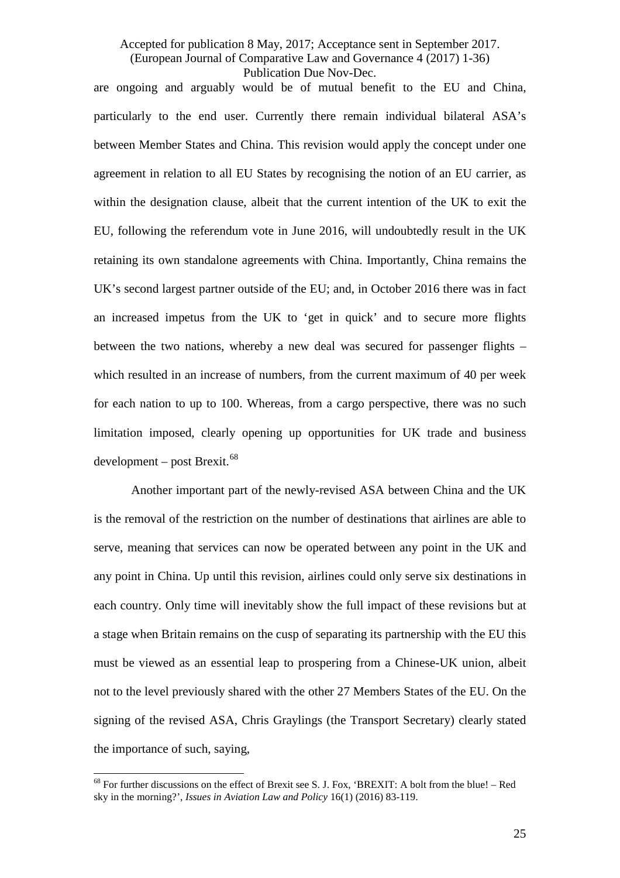are ongoing and arguably would be of mutual benefit to the EU and China, particularly to the end user. Currently there remain individual bilateral ASA's between Member States and China. This revision would apply the concept under one agreement in relation to all EU States by recognising the notion of an EU carrier, as within the designation clause, albeit that the current intention of the UK to exit the EU, following the referendum vote in June 2016, will undoubtedly result in the UK retaining its own standalone agreements with China. Importantly, China remains the UK's second largest partner outside of the EU; and, in October 2016 there was in fact an increased impetus from the UK to 'get in quick' and to secure more flights between the two nations, whereby a new deal was secured for passenger flights – which resulted in an increase of numbers, from the current maximum of 40 per week for each nation to up to 100. Whereas, from a cargo perspective, there was no such limitation imposed, clearly opening up opportunities for UK trade and business development – post Brexit.[68]

Another important part of the newly-revised ASA between China and the UK is the removal of the restriction on the number of destinations that airlines are able to serve, meaning that services can now be operated between any point in the UK and any point in China. Up until this revision, airlines could only serve six destinations in each country. Only time will inevitably show the full impact of these revisions but at a stage when Britain remains on the cusp of separating its partnership with the EU this must be viewed as an essential leap to prospering from a Chinese-UK union, albeit not to the level previously shared with the other 27 Members States of the EU. On the signing of the revised ASA, Chris Graylings (the Transport Secretary) clearly stated the importance of such, saying,

[68] For further discussions on the effect of Brexit see S. J. Fox, 'BREXIT: A bolt from the blue! – Red sky in the morning?', *Issues in Aviation Law and Policy* 16(1) (2016) 83-119.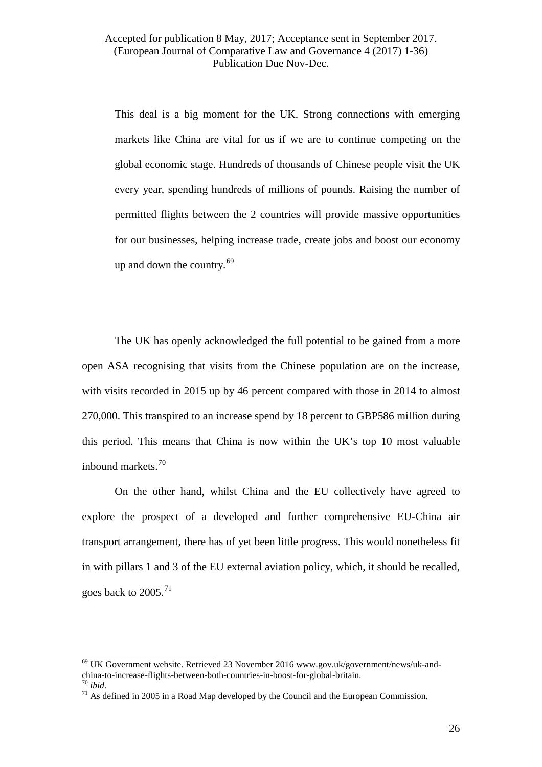> This deal is a big moment for the UK. Strong connections with emerging markets like China are vital for us if we are to continue competing on the global economic stage. Hundreds of thousands of Chinese people visit the UK every year, spending hundreds of millions of pounds. Raising the number of permitted flights between the 2 countries will provide massive opportunities for our businesses, helping increase trade, create jobs and boost our economy up and down the country.[69]

The UK has openly acknowledged the full potential to be gained from a more open ASA recognising that visits from the Chinese population are on the increase, with visits recorded in 2015 up by 46 percent compared with those in 2014 to almost 270,000. This transpired to an increase spend by 18 percent to GBP586 million during this period. This means that China is now within the UK's top 10 most valuable inbound markets.[70]

On the other hand, whilst China and the EU collectively have agreed to explore the prospect of a developed and further comprehensive EU-China air transport arrangement, there has of yet been little progress. This would nonetheless fit in with pillars 1 and 3 of the EU external aviation policy, which, it should be recalled, goes back to 2005.[71]

---

[69] UK Government website. Retrieved 23 November 2016 www.gov.uk/government/news/uk-and-china-to-increase-flights-between-both-countries-in-boost-for-global-britain.

[70] *ibid*.

[71] As defined in 2005 in a Road Map developed by the Council and the European Commission.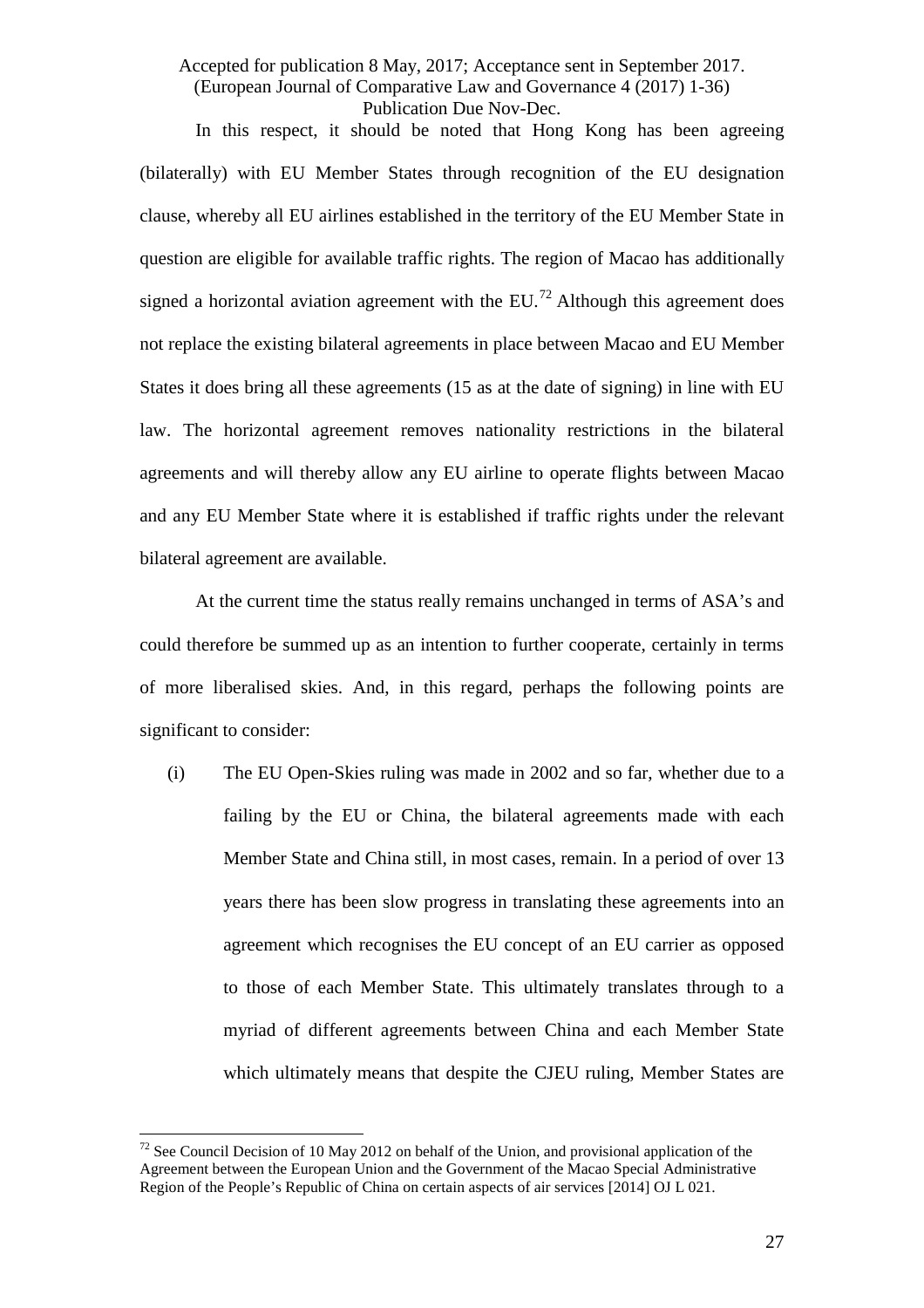In this respect, it should be noted that Hong Kong has been agreeing (bilaterally) with EU Member States through recognition of the EU designation clause, whereby all EU airlines established in the territory of the EU Member State in question are eligible for available traffic rights. The region of Macao has additionally signed a horizontal aviation agreement with the EU.[72] Although this agreement does not replace the existing bilateral agreements in place between Macao and EU Member States it does bring all these agreements (15 as at the date of signing) in line with EU law. The horizontal agreement removes nationality restrictions in the bilateral agreements and will thereby allow any EU airline to operate flights between Macao and any EU Member State where it is established if traffic rights under the relevant bilateral agreement are available.

At the current time the status really remains unchanged in terms of ASA's and could therefore be summed up as an intention to further cooperate, certainly in terms of more liberalised skies. And, in this regard, perhaps the following points are significant to consider:

(i) The EU Open-Skies ruling was made in 2002 and so far, whether due to a failing by the EU or China, the bilateral agreements made with each Member State and China still, in most cases, remain. In a period of over 13 years there has been slow progress in translating these agreements into an agreement which recognises the EU concept of an EU carrier as opposed to those of each Member State. This ultimately translates through to a myriad of different agreements between China and each Member State which ultimately means that despite the CJEU ruling, Member States are

---

[72] See Council Decision of 10 May 2012 on behalf of the Union, and provisional application of the Agreement between the European Union and the Government of the Macao Special Administrative Region of the People's Republic of China on certain aspects of air services [2014] OJ L 021.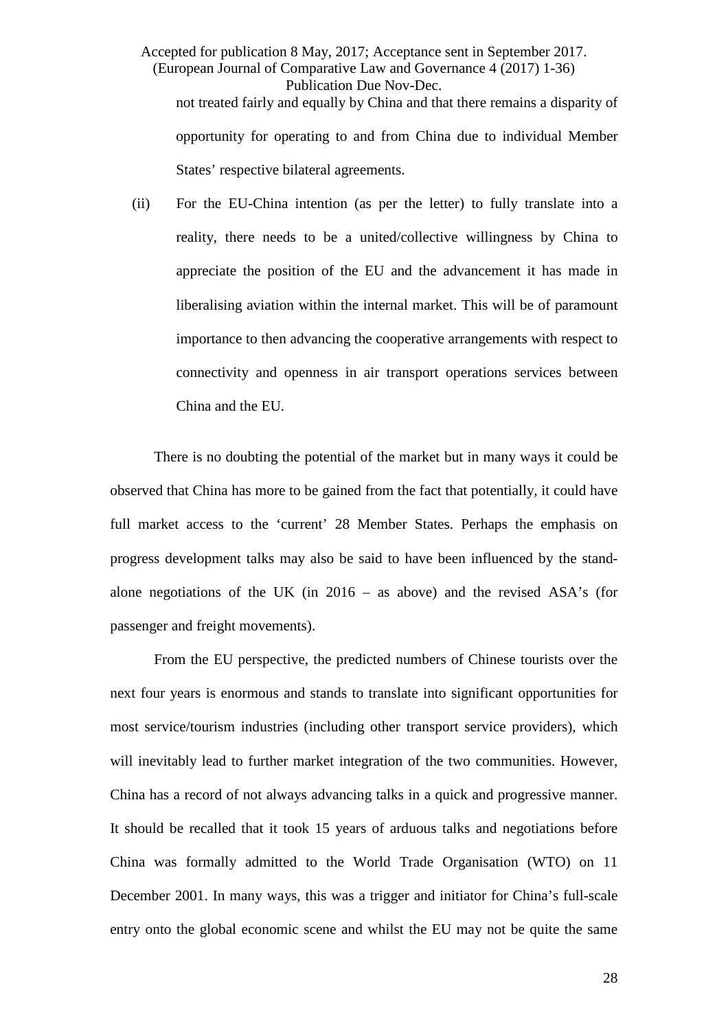not treated fairly and equally by China and that there remains a disparity of opportunity for operating to and from China due to individual Member States' respective bilateral agreements.

(ii) For the EU-China intention (as per the letter) to fully translate into a reality, there needs to be a united/collective willingness by China to appreciate the position of the EU and the advancement it has made in liberalising aviation within the internal market. This will be of paramount importance to then advancing the cooperative arrangements with respect to connectivity and openness in air transport operations services between China and the EU.

There is no doubting the potential of the market but in many ways it could be observed that China has more to be gained from the fact that potentially, it could have full market access to the 'current' 28 Member States. Perhaps the emphasis on progress development talks may also be said to have been influenced by the stand-alone negotiations of the UK (in 2016 – as above) and the revised ASA's (for passenger and freight movements).

From the EU perspective, the predicted numbers of Chinese tourists over the next four years is enormous and stands to translate into significant opportunities for most service/tourism industries (including other transport service providers), which will inevitably lead to further market integration of the two communities. However, China has a record of not always advancing talks in a quick and progressive manner. It should be recalled that it took 15 years of arduous talks and negotiations before China was formally admitted to the World Trade Organisation (WTO) on 11 December 2001. In many ways, this was a trigger and initiator for China's full-scale entry onto the global economic scene and whilst the EU may not be quite the same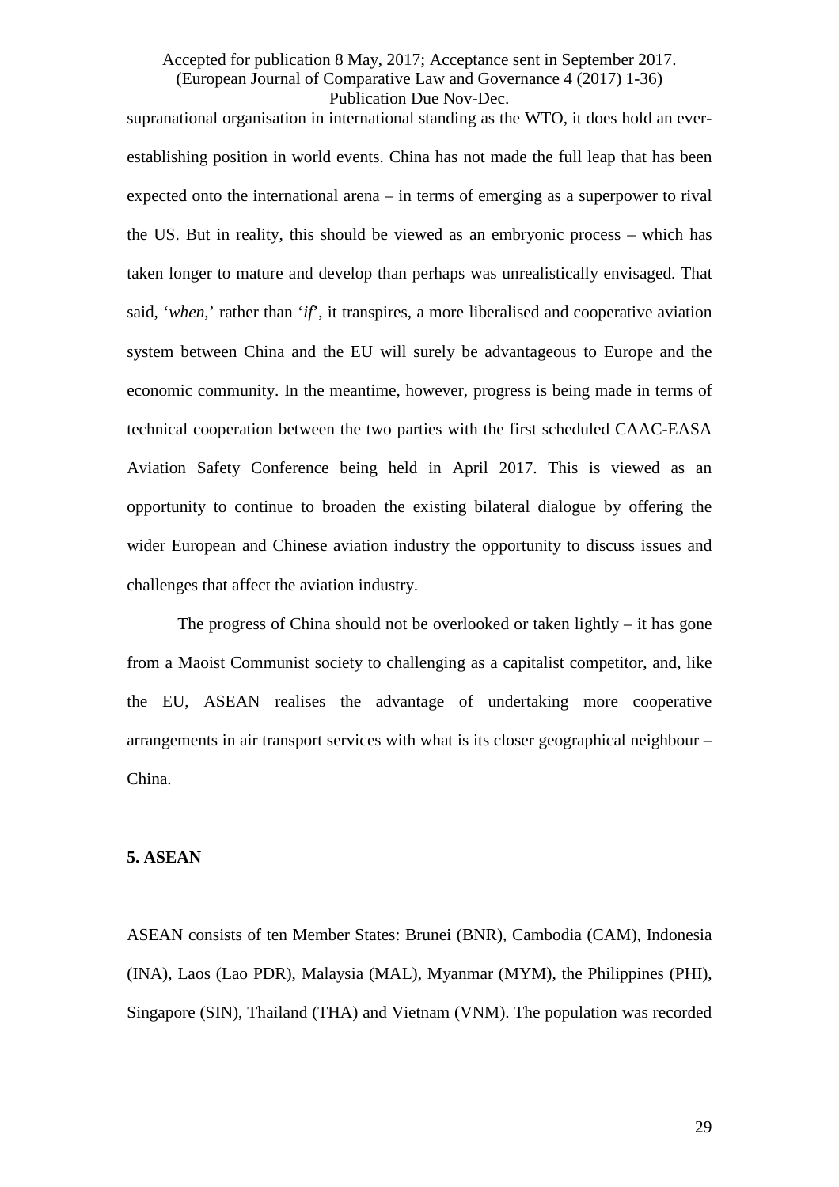supranational organisation in international standing as the WTO, it does hold an ever-establishing position in world events. China has not made the full leap that has been expected onto the international arena – in terms of emerging as a superpower to rival the US. But in reality, this should be viewed as an embryonic process – which has taken longer to mature and develop than perhaps was unrealistically envisaged. That said, '*when,*' rather than '*if*', it transpires, a more liberalised and cooperative aviation system between China and the EU will surely be advantageous to Europe and the economic community. In the meantime, however, progress is being made in terms of technical cooperation between the two parties with the first scheduled CAAC-EASA Aviation Safety Conference being held in April 2017. This is viewed as an opportunity to continue to broaden the existing bilateral dialogue by offering the wider European and Chinese aviation industry the opportunity to discuss issues and challenges that affect the aviation industry.

The progress of China should not be overlooked or taken lightly – it has gone from a Maoist Communist society to challenging as a capitalist competitor, and, like the EU, ASEAN realises the advantage of undertaking more cooperative arrangements in air transport services with what is its closer geographical neighbour – China.

**5. ASEAN**

ASEAN consists of ten Member States: Brunei (BNR), Cambodia (CAM), Indonesia (INA), Laos (Lao PDR), Malaysia (MAL), Myanmar (MYM), the Philippines (PHI), Singapore (SIN), Thailand (THA) and Vietnam (VNM). The population was recorded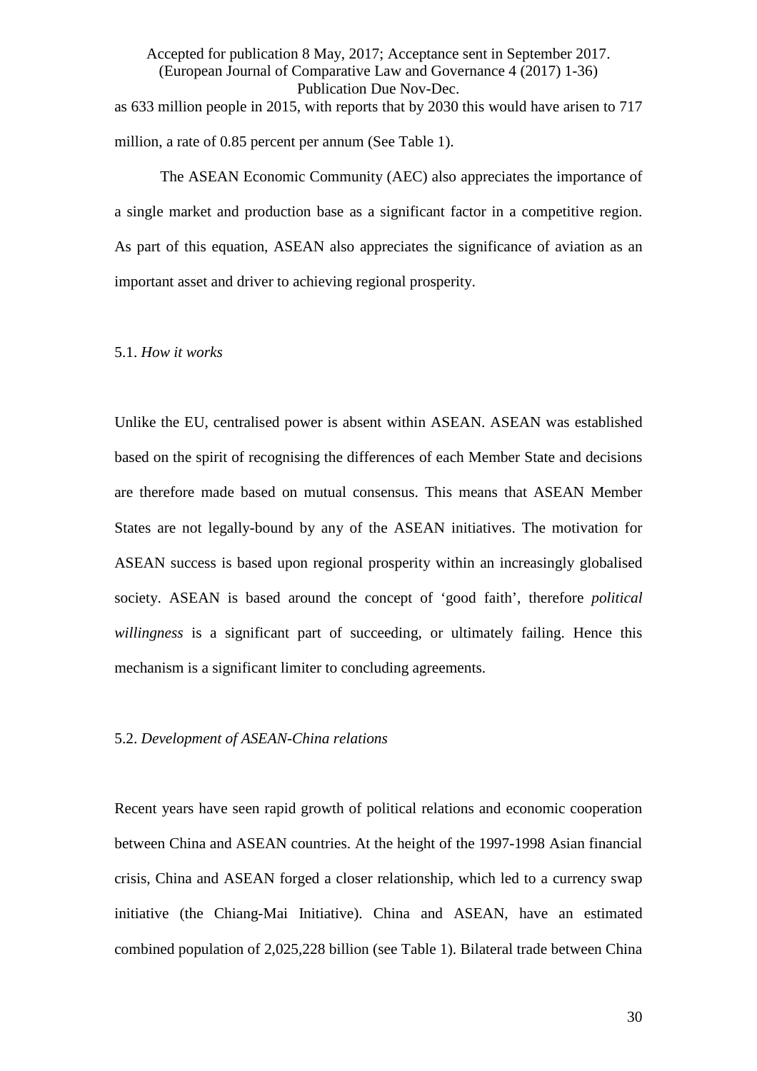as 633 million people in 2015, with reports that by 2030 this would have arisen to 717 million, a rate of 0.85 percent per annum (See Table 1).

The ASEAN Economic Community (AEC) also appreciates the importance of a single market and production base as a significant factor in a competitive region. As part of this equation, ASEAN also appreciates the significance of aviation as an important asset and driver to achieving regional prosperity.

5.1. *How it works*

Unlike the EU, centralised power is absent within ASEAN. ASEAN was established based on the spirit of recognising the differences of each Member State and decisions are therefore made based on mutual consensus. This means that ASEAN Member States are not legally-bound by any of the ASEAN initiatives. The motivation for ASEAN success is based upon regional prosperity within an increasingly globalised society. ASEAN is based around the concept of 'good faith', therefore *political willingness* is a significant part of succeeding, or ultimately failing. Hence this mechanism is a significant limiter to concluding agreements.

5.2. *Development of ASEAN-China relations*

Recent years have seen rapid growth of political relations and economic cooperation between China and ASEAN countries. At the height of the 1997-1998 Asian financial crisis, China and ASEAN forged a closer relationship, which led to a currency swap initiative (the Chiang-Mai Initiative). China and ASEAN, have an estimated combined population of 2,025,228 billion (see Table 1). Bilateral trade between China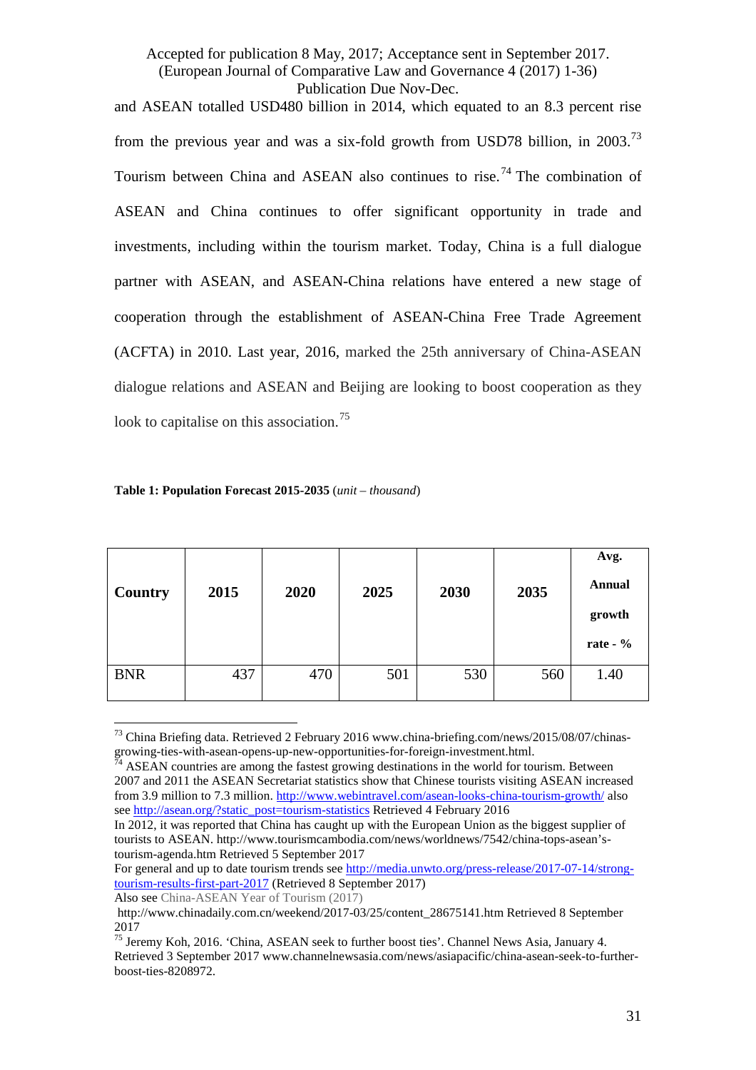and ASEAN totalled USD480 billion in 2014, which equated to an 8.3 percent rise from the previous year and was a six-fold growth from USD78 billion, in 2003.[73] Tourism between China and ASEAN also continues to rise.[74] The combination of ASEAN and China continues to offer significant opportunity in trade and investments, including within the tourism market. Today, China is a full dialogue partner with ASEAN, and ASEAN-China relations have entered a new stage of cooperation through the establishment of ASEAN-China Free Trade Agreement (ACFTA) in 2010. Last year, 2016, marked the 25th anniversary of China-ASEAN dialogue relations and ASEAN and Beijing are looking to boost cooperation as they look to capitalise on this association.[75]

**Table 1: Population Forecast 2015-2035** (*unit – thousand*)

| Country | 2015 | 2020 | 2025 | 2030 | 2035 | Avg. Annual growth rate - % |
|---|---|---|---|---|---|---|
| BNR | 437 | 470 | 501 | 530 | 560 | 1.40 |

[73] China Briefing data. Retrieved 2 February 2016 www.china-briefing.com/news/2015/08/07/chinas-growing-ties-with-asean-opens-up-new-opportunities-for-foreign-investment.html.

[74] ASEAN countries are among the fastest growing destinations in the world for tourism. Between 2007 and 2011 the ASEAN Secretariat statistics show that Chinese tourists visiting ASEAN increased from 3.9 million to 7.3 million. http://www.webintravel.com/asean-looks-china-tourism-growth/ also see http://asean.org/?static_post=tourism-statistics Retrieved 4 February 2016

In 2012, it was reported that China has caught up with the European Union as the biggest supplier of tourists to ASEAN. http://www.tourismcambodia.com/news/worldnews/7542/china-tops-asean's-tourism-agenda.htm Retrieved 5 September 2017

For general and up to date tourism trends see http://media.unwto.org/press-release/2017-07-14/strong-tourism-results-first-part-2017 (Retrieved 8 September 2017)

Also see China-ASEAN Year of Tourism (2017)

http://www.chinadaily.com.cn/weekend/2017-03/25/content_28675141.htm Retrieved 8 September 2017

[75] Jeremy Koh, 2016. 'China, ASEAN seek to further boost ties'. Channel News Asia, January 4. Retrieved 3 September 2017 www.channelnewsasia.com/news/asiapacific/china-asean-seek-to-further-boost-ties-8208972.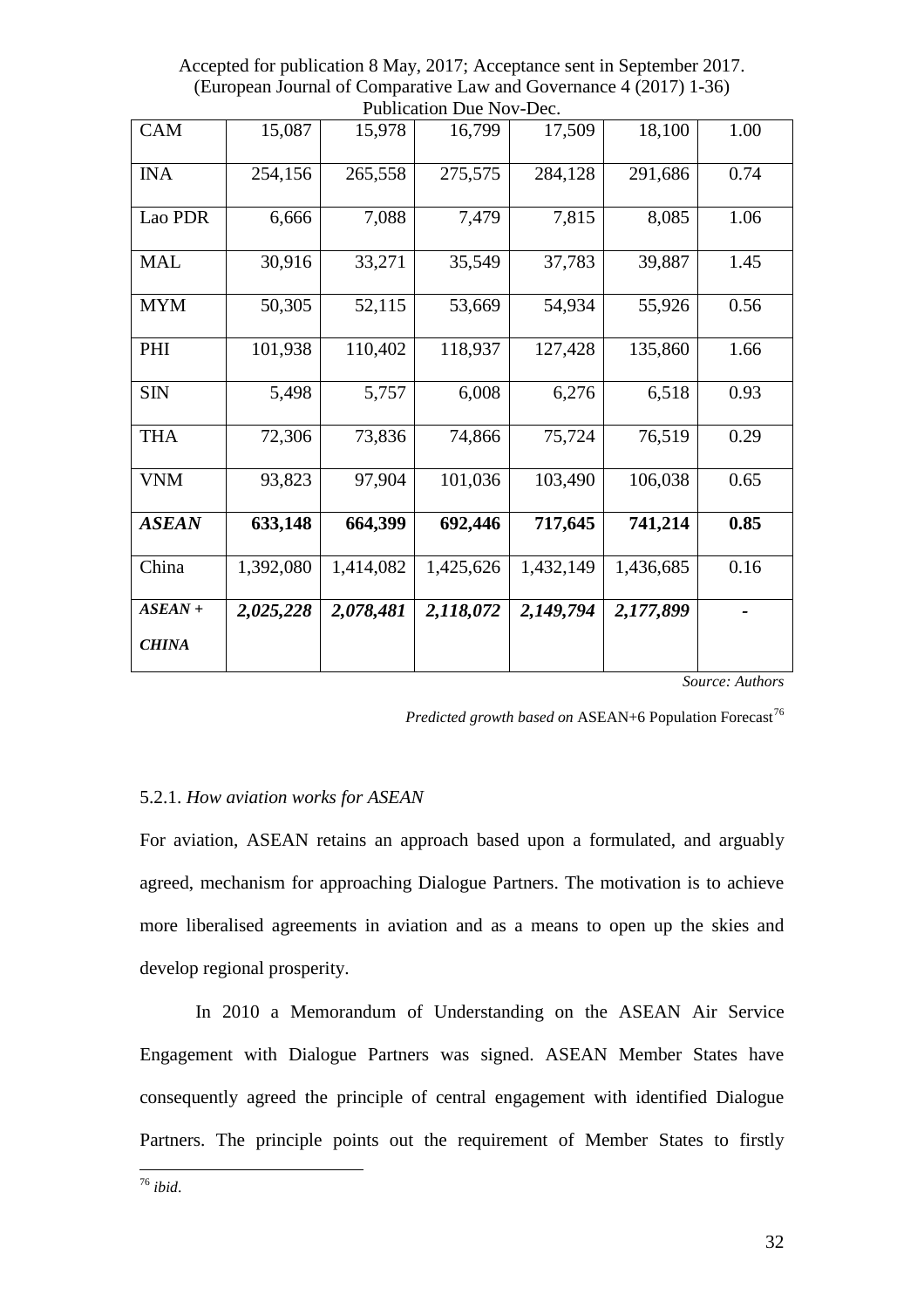| CAM | 15,087 | 15,978 | 16,799 | 17,509 | 18,100 | 1.00 |
|---|---|---|---|---|---|---|
| INA | 254,156 | 265,558 | 275,575 | 284,128 | 291,686 | 0.74 |
| Lao PDR | 6,666 | 7,088 | 7,479 | 7,815 | 8,085 | 1.06 |
| MAL | 30,916 | 33,271 | 35,549 | 37,783 | 39,887 | 1.45 |
| MYM | 50,305 | 52,115 | 53,669 | 54,934 | 55,926 | 0.56 |
| PHI | 101,938 | 110,402 | 118,937 | 127,428 | 135,860 | 1.66 |
| SIN | 5,498 | 5,757 | 6,008 | 6,276 | 6,518 | 0.93 |
| THA | 72,306 | 73,836 | 74,866 | 75,724 | 76,519 | 0.29 |
| VNM | 93,823 | 97,904 | 101,036 | 103,490 | 106,038 | 0.65 |
| ***ASEAN*** | **633,148** | **664,399** | **692,446** | **717,645** | **741,214** | **0.85** |
| China | 1,392,080 | 1,414,082 | 1,425,626 | 1,432,149 | 1,436,685 | 0.16 |
| ***ASEAN + CHINA*** | ***2,025,228*** | ***2,078,481*** | ***2,118,072*** | ***2,149,794*** | ***2,177,899*** | - |

*Source: Authors*

*Predicted growth based on* ASEAN+6 Population Forecast[76]

### 5.2.1. *How aviation works for ASEAN*

For aviation, ASEAN retains an approach based upon a formulated, and arguably agreed, mechanism for approaching Dialogue Partners. The motivation is to achieve more liberalised agreements in aviation and as a means to open up the skies and develop regional prosperity.

In 2010 a Memorandum of Understanding on the ASEAN Air Service Engagement with Dialogue Partners was signed. ASEAN Member States have consequently agreed the principle of central engagement with identified Dialogue Partners. The principle points out the requirement of Member States to firstly

[76] *ibid*.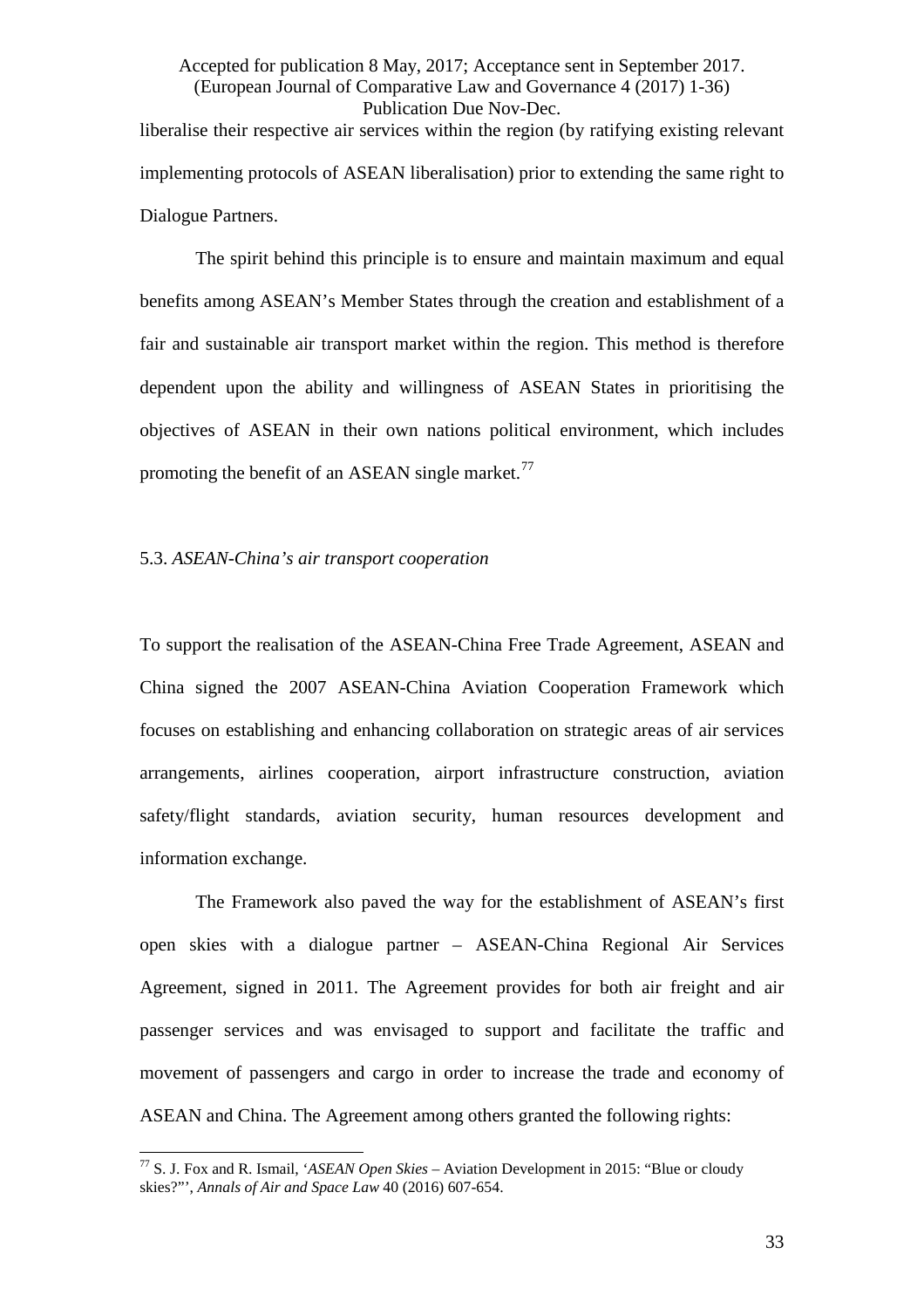liberalise their respective air services within the region (by ratifying existing relevant implementing protocols of ASEAN liberalisation) prior to extending the same right to Dialogue Partners.

The spirit behind this principle is to ensure and maintain maximum and equal benefits among ASEAN's Member States through the creation and establishment of a fair and sustainable air transport market within the region. This method is therefore dependent upon the ability and willingness of ASEAN States in prioritising the objectives of ASEAN in their own nations political environment, which includes promoting the benefit of an ASEAN single market.[77]

### 5.3. *ASEAN-China's air transport cooperation*

To support the realisation of the ASEAN-China Free Trade Agreement, ASEAN and China signed the 2007 ASEAN-China Aviation Cooperation Framework which focuses on establishing and enhancing collaboration on strategic areas of air services arrangements, airlines cooperation, airport infrastructure construction, aviation safety/flight standards, aviation security, human resources development and information exchange.

The Framework also paved the way for the establishment of ASEAN's first open skies with a dialogue partner – ASEAN-China Regional Air Services Agreement, signed in 2011. The Agreement provides for both air freight and air passenger services and was envisaged to support and facilitate the traffic and movement of passengers and cargo in order to increase the trade and economy of ASEAN and China. The Agreement among others granted the following rights:

---

[77] S. J. Fox and R. Ismail, '*ASEAN Open Skies* – Aviation Development in 2015: "Blue or cloudy skies?"', *Annals of Air and Space Law* 40 (2016) 607-654.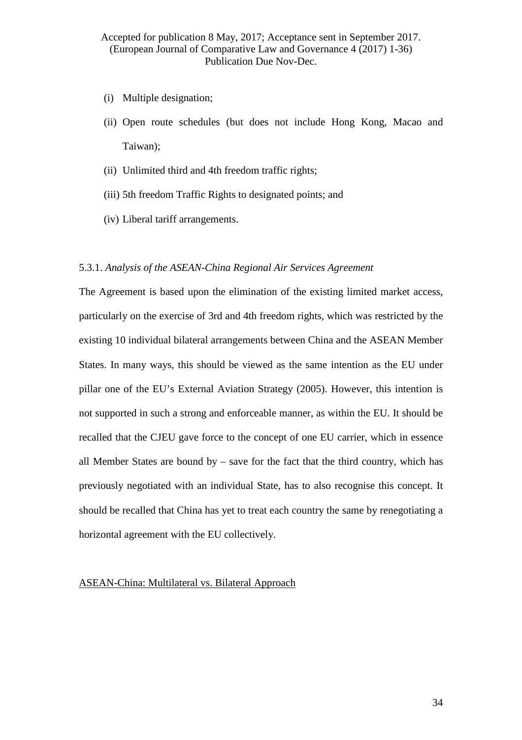(i) Multiple designation;

(ii) Open route schedules (but does not include Hong Kong, Macao and Taiwan);

(ii) Unlimited third and 4th freedom traffic rights;

(iii) 5th freedom Traffic Rights to designated points; and

(iv) Liberal tariff arrangements.

5.3.1. *Analysis of the ASEAN-China Regional Air Services Agreement*

The Agreement is based upon the elimination of the existing limited market access, particularly on the exercise of 3rd and 4th freedom rights, which was restricted by the existing 10 individual bilateral arrangements between China and the ASEAN Member States. In many ways, this should be viewed as the same intention as the EU under pillar one of the EU's External Aviation Strategy (2005). However, this intention is not supported in such a strong and enforceable manner, as within the EU. It should be recalled that the CJEU gave force to the concept of one EU carrier, which in essence all Member States are bound by – save for the fact that the third country, which has previously negotiated with an individual State, has to also recognise this concept. It should be recalled that China has yet to treat each country the same by renegotiating a horizontal agreement with the EU collectively.

<u>ASEAN-China: Multilateral vs. Bilateral Approach</u>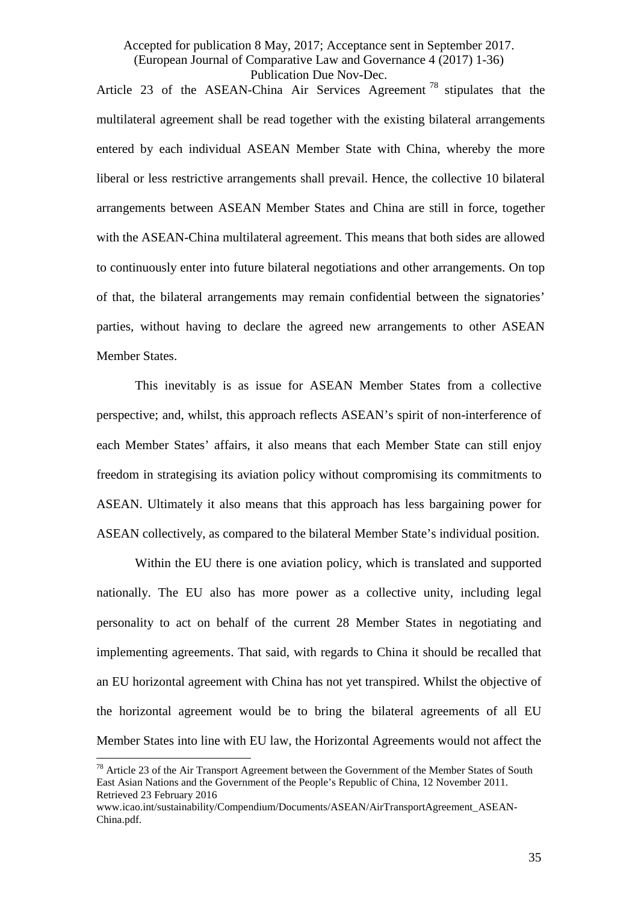Article 23 of the ASEAN-China Air Services Agreement [78] stipulates that the multilateral agreement shall be read together with the existing bilateral arrangements entered by each individual ASEAN Member State with China, whereby the more liberal or less restrictive arrangements shall prevail. Hence, the collective 10 bilateral arrangements between ASEAN Member States and China are still in force, together with the ASEAN-China multilateral agreement. This means that both sides are allowed to continuously enter into future bilateral negotiations and other arrangements. On top of that, the bilateral arrangements may remain confidential between the signatories' parties, without having to declare the agreed new arrangements to other ASEAN Member States.

This inevitably is as issue for ASEAN Member States from a collective perspective; and, whilst, this approach reflects ASEAN's spirit of non-interference of each Member States' affairs, it also means that each Member State can still enjoy freedom in strategising its aviation policy without compromising its commitments to ASEAN. Ultimately it also means that this approach has less bargaining power for ASEAN collectively, as compared to the bilateral Member State's individual position.

Within the EU there is one aviation policy, which is translated and supported nationally. The EU also has more power as a collective unity, including legal personality to act on behalf of the current 28 Member States in negotiating and implementing agreements. That said, with regards to China it should be recalled that an EU horizontal agreement with China has not yet transpired. Whilst the objective of the horizontal agreement would be to bring the bilateral agreements of all EU Member States into line with EU law, the Horizontal Agreements would not affect the

---

[78] Article 23 of the Air Transport Agreement between the Government of the Member States of South East Asian Nations and the Government of the People's Republic of China, 12 November 2011. Retrieved 23 February 2016 www.icao.int/sustainability/Compendium/Documents/ASEAN/AirTransportAgreement_ASEAN-China.pdf.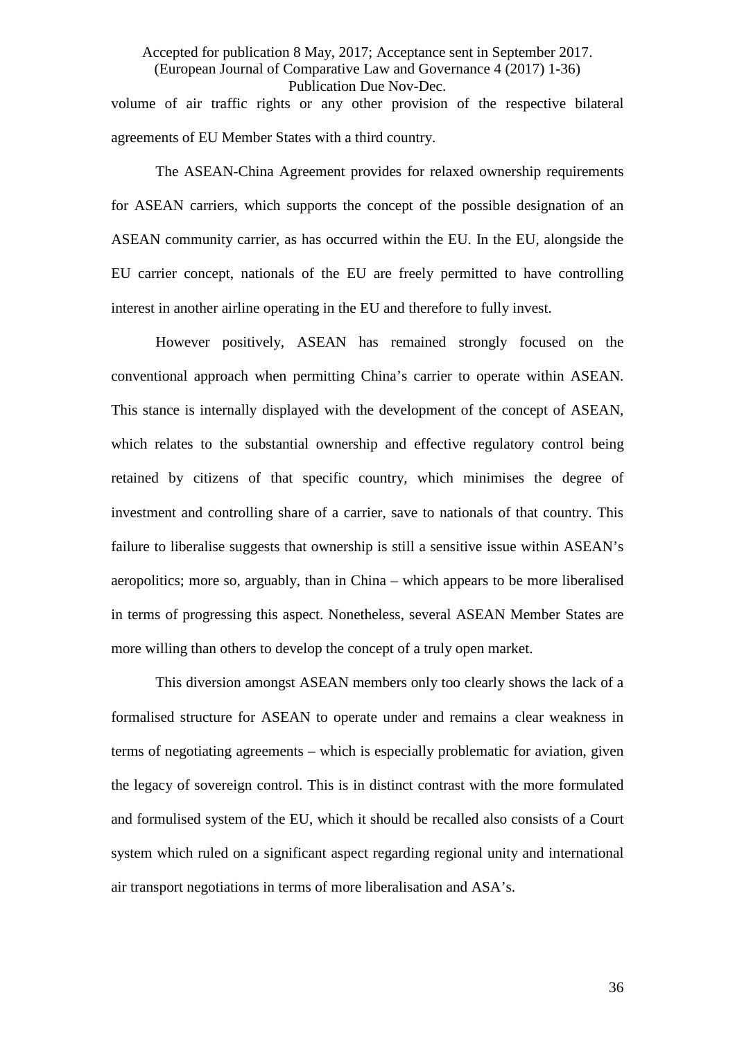volume of air traffic rights or any other provision of the respective bilateral agreements of EU Member States with a third country.

The ASEAN-China Agreement provides for relaxed ownership requirements for ASEAN carriers, which supports the concept of the possible designation of an ASEAN community carrier, as has occurred within the EU. In the EU, alongside the EU carrier concept, nationals of the EU are freely permitted to have controlling interest in another airline operating in the EU and therefore to fully invest.

However positively, ASEAN has remained strongly focused on the conventional approach when permitting China's carrier to operate within ASEAN. This stance is internally displayed with the development of the concept of ASEAN, which relates to the substantial ownership and effective regulatory control being retained by citizens of that specific country, which minimises the degree of investment and controlling share of a carrier, save to nationals of that country. This failure to liberalise suggests that ownership is still a sensitive issue within ASEAN's aeropolitics; more so, arguably, than in China – which appears to be more liberalised in terms of progressing this aspect. Nonetheless, several ASEAN Member States are more willing than others to develop the concept of a truly open market.

This diversion amongst ASEAN members only too clearly shows the lack of a formalised structure for ASEAN to operate under and remains a clear weakness in terms of negotiating agreements – which is especially problematic for aviation, given the legacy of sovereign control. This is in distinct contrast with the more formulated and formulised system of the EU, which it should be recalled also consists of a Court system which ruled on a significant aspect regarding regional unity and international air transport negotiations in terms of more liberalisation and ASA's.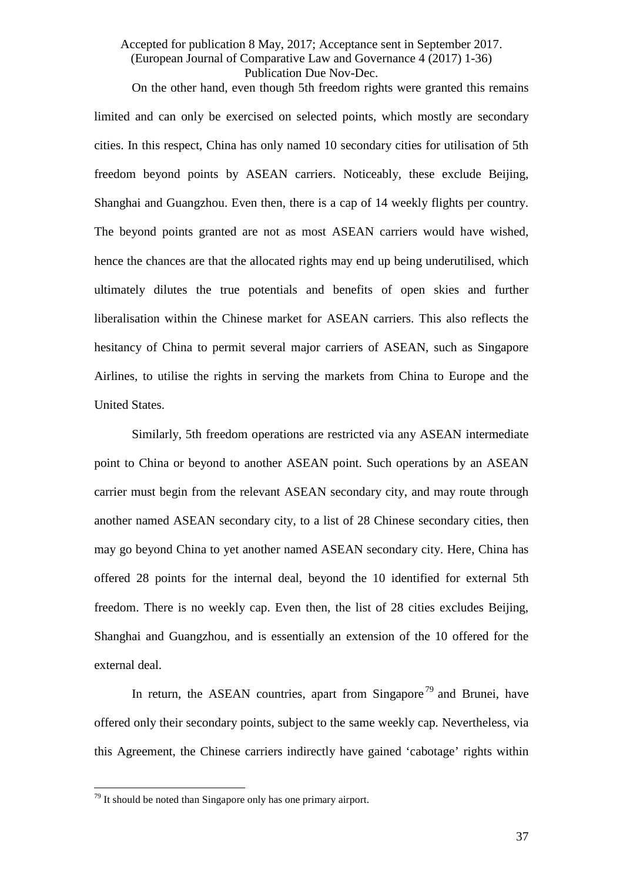On the other hand, even though 5th freedom rights were granted this remains limited and can only be exercised on selected points, which mostly are secondary cities. In this respect, China has only named 10 secondary cities for utilisation of 5th freedom beyond points by ASEAN carriers. Noticeably, these exclude Beijing, Shanghai and Guangzhou. Even then, there is a cap of 14 weekly flights per country. The beyond points granted are not as most ASEAN carriers would have wished, hence the chances are that the allocated rights may end up being underutilised, which ultimately dilutes the true potentials and benefits of open skies and further liberalisation within the Chinese market for ASEAN carriers. This also reflects the hesitancy of China to permit several major carriers of ASEAN, such as Singapore Airlines, to utilise the rights in serving the markets from China to Europe and the United States.

Similarly, 5th freedom operations are restricted via any ASEAN intermediate point to China or beyond to another ASEAN point. Such operations by an ASEAN carrier must begin from the relevant ASEAN secondary city, and may route through another named ASEAN secondary city, to a list of 28 Chinese secondary cities, then may go beyond China to yet another named ASEAN secondary city. Here, China has offered 28 points for the internal deal, beyond the 10 identified for external 5th freedom. There is no weekly cap. Even then, the list of 28 cities excludes Beijing, Shanghai and Guangzhou, and is essentially an extension of the 10 offered for the external deal.

In return, the ASEAN countries, apart from Singapore[79] and Brunei, have offered only their secondary points, subject to the same weekly cap. Nevertheless, via this Agreement, the Chinese carriers indirectly have gained 'cabotage' rights within

[79] It should be noted than Singapore only has one primary airport.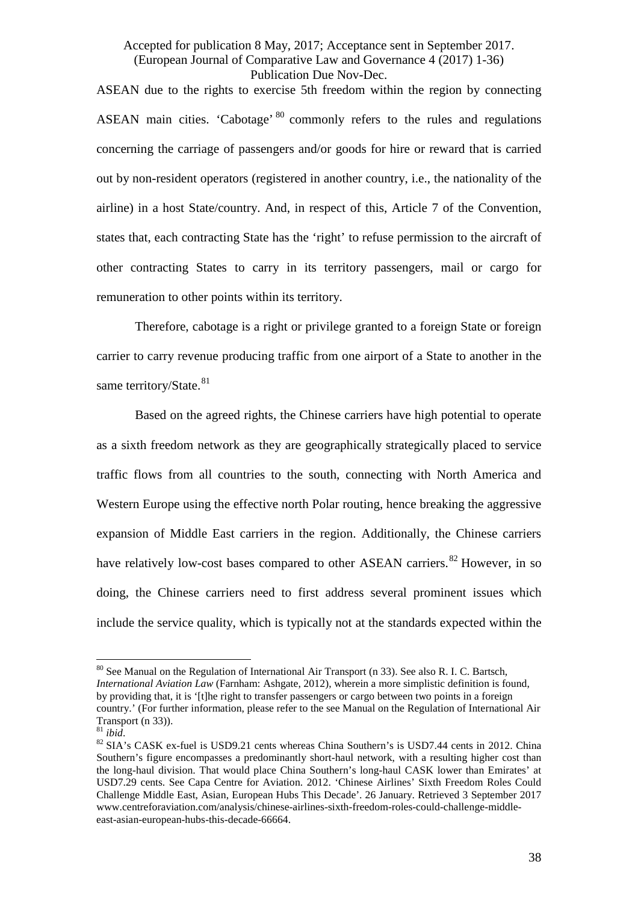ASEAN due to the rights to exercise 5th freedom within the region by connecting ASEAN main cities. 'Cabotage'[80] commonly refers to the rules and regulations concerning the carriage of passengers and/or goods for hire or reward that is carried out by non-resident operators (registered in another country, i.e., the nationality of the airline) in a host State/country. And, in respect of this, Article 7 of the Convention, states that, each contracting State has the 'right' to refuse permission to the aircraft of other contracting States to carry in its territory passengers, mail or cargo for remuneration to other points within its territory.

Therefore, cabotage is a right or privilege granted to a foreign State or foreign carrier to carry revenue producing traffic from one airport of a State to another in the same territory/State.[81]

Based on the agreed rights, the Chinese carriers have high potential to operate as a sixth freedom network as they are geographically strategically placed to service traffic flows from all countries to the south, connecting with North America and Western Europe using the effective north Polar routing, hence breaking the aggressive expansion of Middle East carriers in the region. Additionally, the Chinese carriers have relatively low-cost bases compared to other ASEAN carriers.[82] However, in so doing, the Chinese carriers need to first address several prominent issues which include the service quality, which is typically not at the standards expected within the

---

[80] See Manual on the Regulation of International Air Transport (n 33). See also R. I. C. Bartsch, *International Aviation Law* (Farnham: Ashgate, 2012), wherein a more simplistic definition is found, by providing that, it is '[t]he right to transfer passengers or cargo between two points in a foreign country.' (For further information, please refer to the see Manual on the Regulation of International Air Transport (n 33)).

[81] *ibid*.

[82] SIA's CASK ex-fuel is USD9.21 cents whereas China Southern's is USD7.44 cents in 2012. China Southern's figure encompasses a predominantly short-haul network, with a resulting higher cost than the long-haul division. That would place China Southern's long-haul CASK lower than Emirates' at USD7.29 cents. See Capa Centre for Aviation. 2012. 'Chinese Airlines' Sixth Freedom Roles Could Challenge Middle East, Asian, European Hubs This Decade'. 26 January. Retrieved 3 September 2017 www.centreforaviation.com/analysis/chinese-airlines-sixth-freedom-roles-could-challenge-middle-east-asian-european-hubs-this-decade-66664.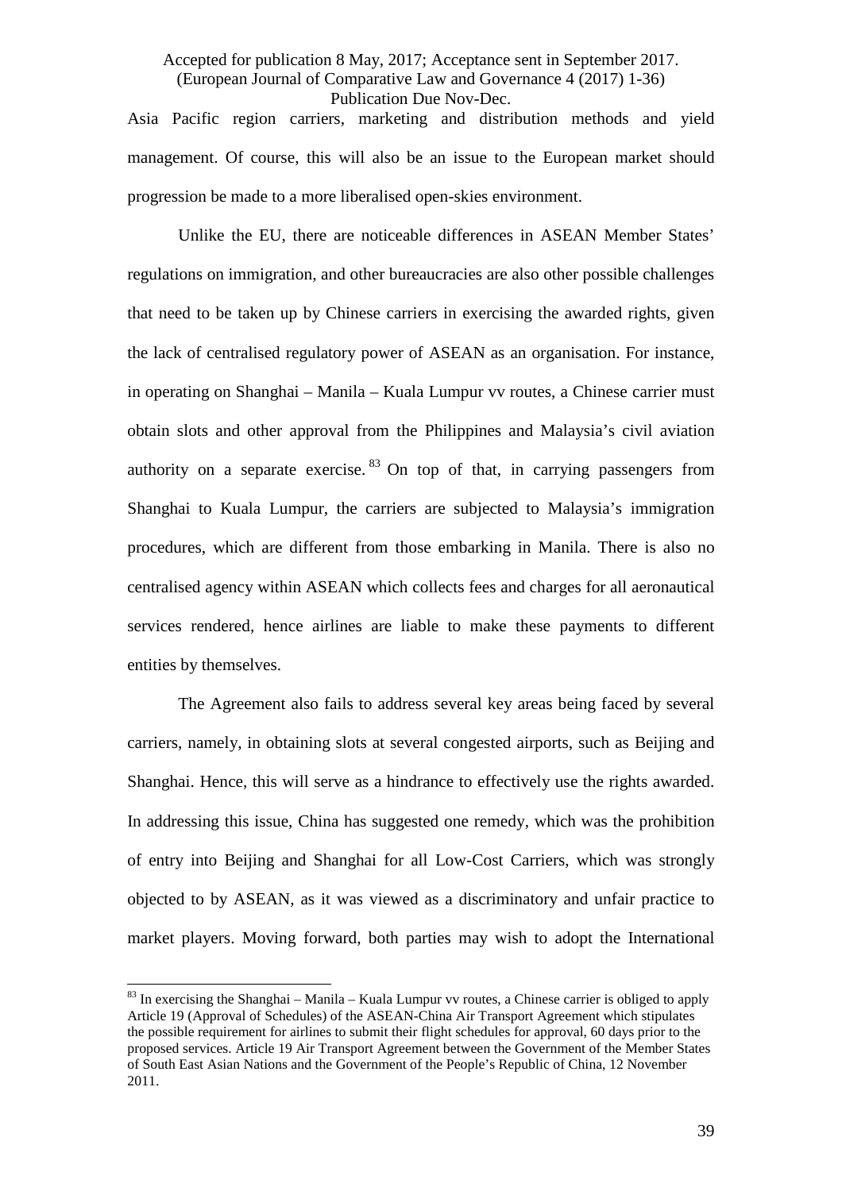Asia Pacific region carriers, marketing and distribution methods and yield management. Of course, this will also be an issue to the European market should progression be made to a more liberalised open-skies environment.

Unlike the EU, there are noticeable differences in ASEAN Member States' regulations on immigration, and other bureaucracies are also other possible challenges that need to be taken up by Chinese carriers in exercising the awarded rights, given the lack of centralised regulatory power of ASEAN as an organisation. For instance, in operating on Shanghai – Manila – Kuala Lumpur vv routes, a Chinese carrier must obtain slots and other approval from the Philippines and Malaysia's civil aviation authority on a separate exercise.[83] On top of that, in carrying passengers from Shanghai to Kuala Lumpur, the carriers are subjected to Malaysia's immigration procedures, which are different from those embarking in Manila. There is also no centralised agency within ASEAN which collects fees and charges for all aeronautical services rendered, hence airlines are liable to make these payments to different entities by themselves.

The Agreement also fails to address several key areas being faced by several carriers, namely, in obtaining slots at several congested airports, such as Beijing and Shanghai. Hence, this will serve as a hindrance to effectively use the rights awarded. In addressing this issue, China has suggested one remedy, which was the prohibition of entry into Beijing and Shanghai for all Low-Cost Carriers, which was strongly objected to by ASEAN, as it was viewed as a discriminatory and unfair practice to market players. Moving forward, both parties may wish to adopt the International

---

[83] In exercising the Shanghai – Manila – Kuala Lumpur vv routes, a Chinese carrier is obliged to apply Article 19 (Approval of Schedules) of the ASEAN-China Air Transport Agreement which stipulates the possible requirement for airlines to submit their flight schedules for approval, 60 days prior to the proposed services. Article 19 Air Transport Agreement between the Government of the Member States of South East Asian Nations and the Government of the People's Republic of China, 12 November 2011.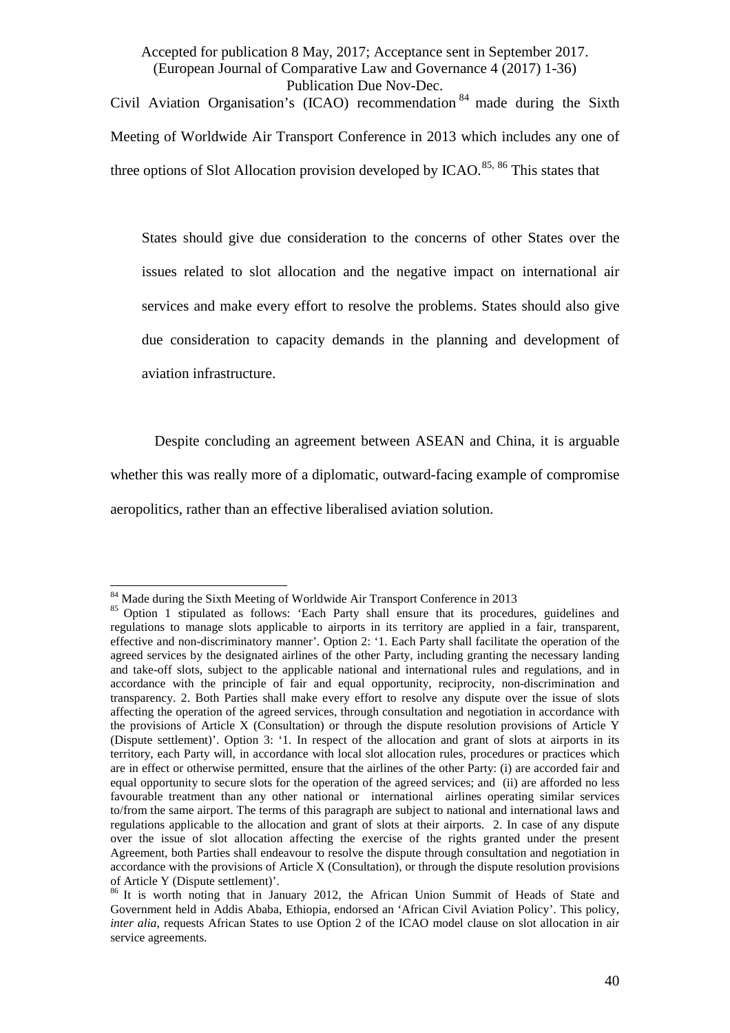Civil Aviation Organisation's (ICAO) recommendation[84] made during the Sixth Meeting of Worldwide Air Transport Conference in 2013 which includes any one of three options of Slot Allocation provision developed by ICAO.[85, 86] This states that

> States should give due consideration to the concerns of other States over the issues related to slot allocation and the negative impact on international air services and make every effort to resolve the problems. States should also give due consideration to capacity demands in the planning and development of aviation infrastructure.

Despite concluding an agreement between ASEAN and China, it is arguable whether this was really more of a diplomatic, outward-facing example of compromise aeropolitics, rather than an effective liberalised aviation solution.

---

[84] Made during the Sixth Meeting of Worldwide Air Transport Conference in 2013

[85] Option 1 stipulated as follows: 'Each Party shall ensure that its procedures, guidelines and regulations to manage slots applicable to airports in its territory are applied in a fair, transparent, effective and non-discriminatory manner'. Option 2: '1. Each Party shall facilitate the operation of the agreed services by the designated airlines of the other Party, including granting the necessary landing and take-off slots, subject to the applicable national and international rules and regulations, and in accordance with the principle of fair and equal opportunity, reciprocity, non-discrimination and transparency. 2. Both Parties shall make every effort to resolve any dispute over the issue of slots affecting the operation of the agreed services, through consultation and negotiation in accordance with the provisions of Article X (Consultation) or through the dispute resolution provisions of Article Y (Dispute settlement)'. Option 3: '1. In respect of the allocation and grant of slots at airports in its territory, each Party will, in accordance with local slot allocation rules, procedures or practices which are in effect or otherwise permitted, ensure that the airlines of the other Party: (i) are accorded fair and equal opportunity to secure slots for the operation of the agreed services; and (ii) are afforded no less favourable treatment than any other national or international airlines operating similar services to/from the same airport. The terms of this paragraph are subject to national and international laws and regulations applicable to the allocation and grant of slots at their airports. 2. In case of any dispute over the issue of slot allocation affecting the exercise of the rights granted under the present Agreement, both Parties shall endeavour to resolve the dispute through consultation and negotiation in accordance with the provisions of Article X (Consultation), or through the dispute resolution provisions of Article Y (Dispute settlement)'.

[86] It is worth noting that in January 2012, the African Union Summit of Heads of State and Government held in Addis Ababa, Ethiopia, endorsed an 'African Civil Aviation Policy'. This policy, *inter alia*, requests African States to use Option 2 of the ICAO model clause on slot allocation in air service agreements.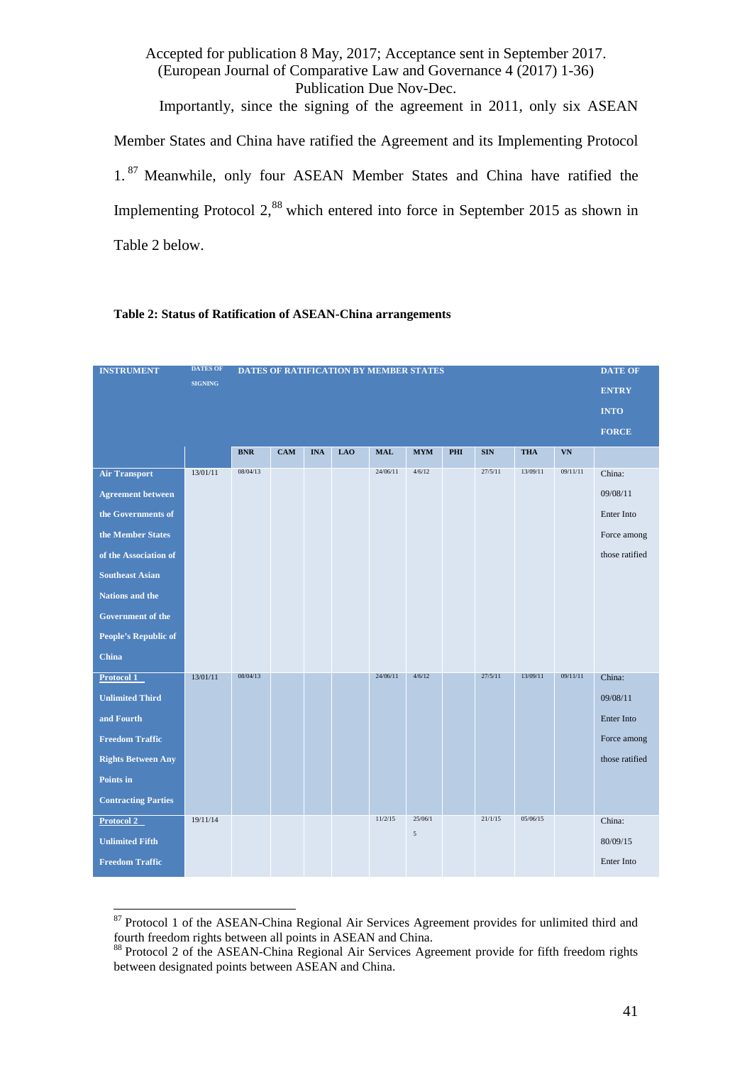Accepted for publication 8 May, 2017; Acceptance sent in September 2017. (European Journal of Comparative Law and Governance 4 (2017) 1-36) Publication Due Nov-Dec.

Importantly, since the signing of the agreement in 2011, only six ASEAN Member States and China have ratified the Agreement and its Implementing Protocol 1.[87] Meanwhile, only four ASEAN Member States and China have ratified the Implementing Protocol 2,[88] which entered into force in September 2015 as shown in Table 2 below.

**Table 2: Status of Ratification of ASEAN-China arrangements**

| INSTRUMENT | DATES OF SIGNING | DATES OF RATIFICATION BY MEMBER STATES | | | | | | | | | | DATE OF ENTRY INTO FORCE |
|---|---|---|---|---|---|---|---|---|---|---|---|---|
| | | BNR | CAM | INA | LAO | MAL | MYM | PHI | SIN | THA | VN | |
| Air Transport Agreement between the Governments of the Member States of the Association of Southeast Asian Nations and the Government of the People's Republic of China | 13/01/11 | 08/04/13 | | | | 24/06/11 | 4/6/12 | | 27/5/11 | 13/09/11 | 09/11/11 | China: 09/08/11 Enter Into Force among those ratified |
| Protocol 1 Unlimited Third and Fourth Freedom Traffic Rights Between Any Points in Contracting Parties | 13/01/11 | 08/04/13 | | | | 24/06/11 | 4/6/12 | | 27/5/11 | 13/09/11 | 09/11/11 | China: 09/08/11 Enter Into Force among those ratified |
| Protocol 2 Unlimited Fifth Freedom Traffic | 19/11/14 | | | | | 11/2/15 | 25/06/15 | | 21/1/15 | 05/06/15 | | China: 80/09/15 Enter Into |

[87] Protocol 1 of the ASEAN-China Regional Air Services Agreement provides for unlimited third and fourth freedom rights between all points in ASEAN and China.

[88] Protocol 2 of the ASEAN-China Regional Air Services Agreement provide for fifth freedom rights between designated points between ASEAN and China.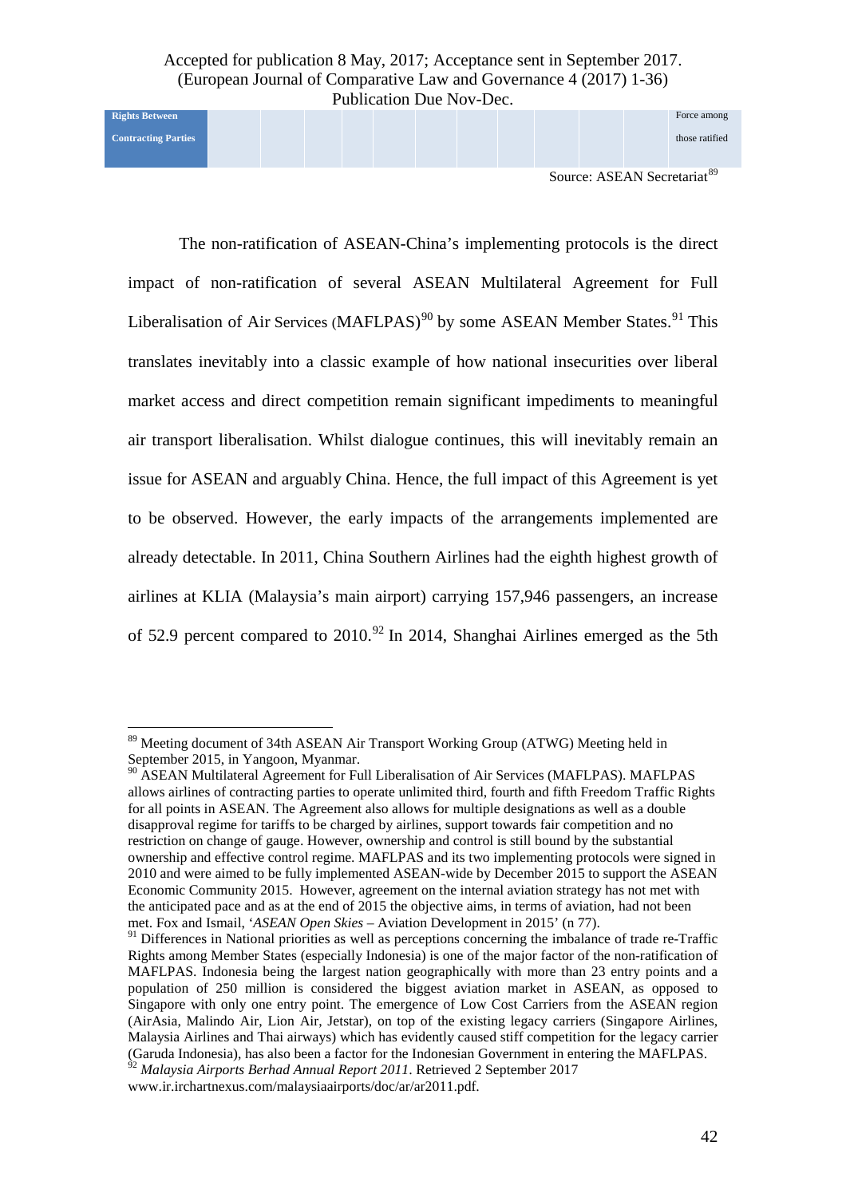| Rights Between Contracting Parties | | | | | | | | | | | Force among those ratified |
|---|---|---|---|---|---|---|---|---|---|---|---|

Source: ASEAN Secretariat[89]

The non-ratification of ASEAN-China's implementing protocols is the direct impact of non-ratification of several ASEAN Multilateral Agreement for Full Liberalisation of Air Services (MAFLPAS)[90] by some ASEAN Member States.[91] This translates inevitably into a classic example of how national insecurities over liberal market access and direct competition remain significant impediments to meaningful air transport liberalisation. Whilst dialogue continues, this will inevitably remain an issue for ASEAN and arguably China. Hence, the full impact of this Agreement is yet to be observed. However, the early impacts of the arrangements implemented are already detectable. In 2011, China Southern Airlines had the eighth highest growth of airlines at KLIA (Malaysia's main airport) carrying 157,946 passengers, an increase of 52.9 percent compared to 2010.[92] In 2014, Shanghai Airlines emerged as the 5th

---

[89] Meeting document of 34th ASEAN Air Transport Working Group (ATWG) Meeting held in September 2015, in Yangoon, Myanmar.

[90] ASEAN Multilateral Agreement for Full Liberalisation of Air Services (MAFLPAS). MAFLPAS allows airlines of contracting parties to operate unlimited third, fourth and fifth Freedom Traffic Rights for all points in ASEAN. The Agreement also allows for multiple designations as well as a double disapproval regime for tariffs to be charged by airlines, support towards fair competition and no restriction on change of gauge. However, ownership and control is still bound by the substantial ownership and effective control regime. MAFLPAS and its two implementing protocols were signed in 2010 and were aimed to be fully implemented ASEAN-wide by December 2015 to support the ASEAN Economic Community 2015. However, agreement on the internal aviation strategy has not met with the anticipated pace and as at the end of 2015 the objective aims, in terms of aviation, had not been met. Fox and Ismail, '*ASEAN Open Skies* – Aviation Development in 2015' (n 77).

[91] Differences in National priorities as well as perceptions concerning the imbalance of trade re-Traffic Rights among Member States (especially Indonesia) is one of the major factor of the non-ratification of MAFLPAS. Indonesia being the largest nation geographically with more than 23 entry points and a population of 250 million is considered the biggest aviation market in ASEAN, as opposed to Singapore with only one entry point. The emergence of Low Cost Carriers from the ASEAN region (AirAsia, Malindo Air, Lion Air, Jetstar), on top of the existing legacy carriers (Singapore Airlines, Malaysia Airlines and Thai airways) which has evidently caused stiff competition for the legacy carrier (Garuda Indonesia), has also been a factor for the Indonesian Government in entering the MAFLPAS.

[92] *Malaysia Airports Berhad Annual Report 2011*. Retrieved 2 September 2017 www.ir.irchartnexus.com/malaysiaairports/doc/ar/ar2011.pdf.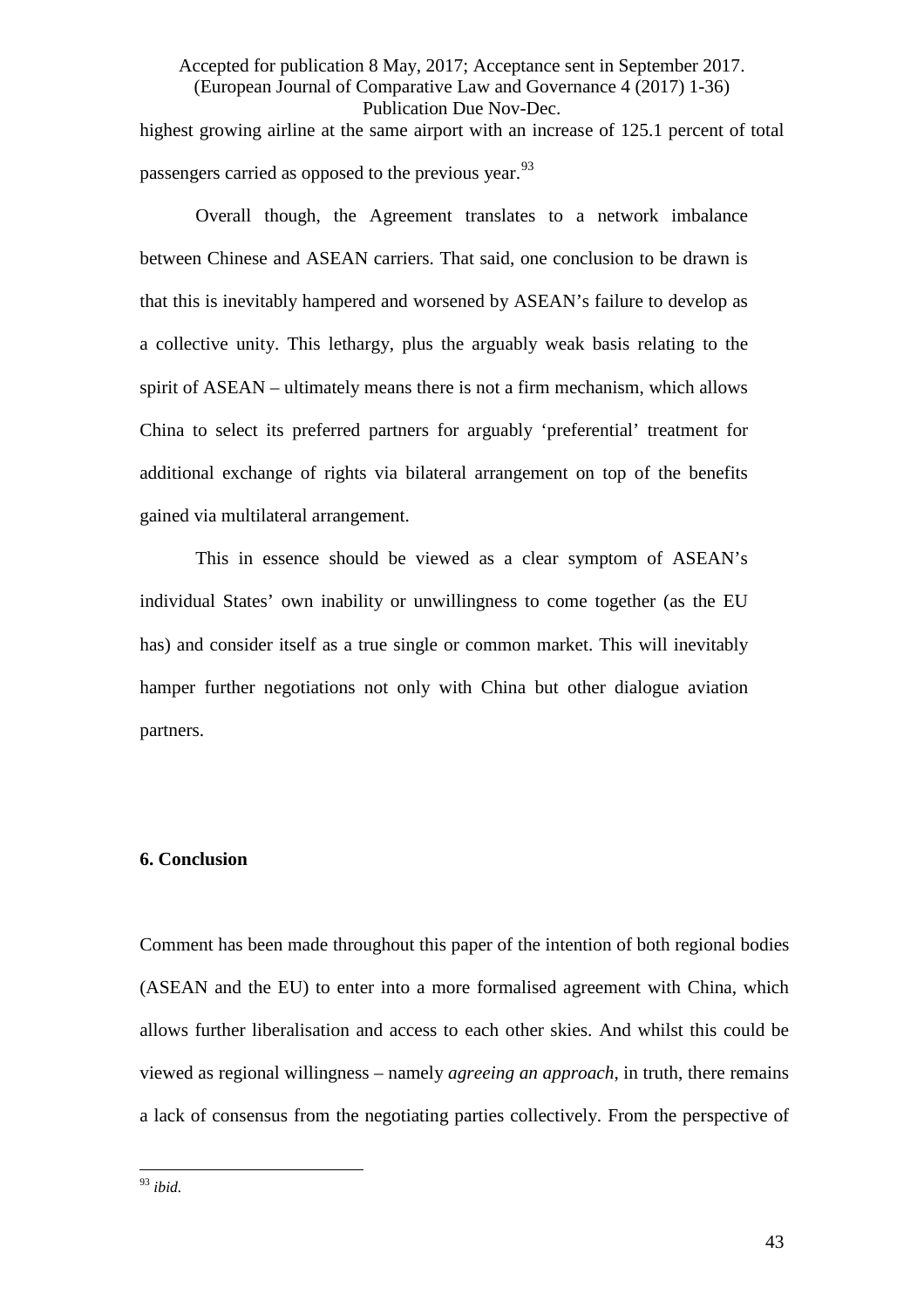highest growing airline at the same airport with an increase of 125.1 percent of total passengers carried as opposed to the previous year.[93]

Overall though, the Agreement translates to a network imbalance between Chinese and ASEAN carriers. That said, one conclusion to be drawn is that this is inevitably hampered and worsened by ASEAN's failure to develop as a collective unity. This lethargy, plus the arguably weak basis relating to the spirit of ASEAN – ultimately means there is not a firm mechanism, which allows China to select its preferred partners for arguably 'preferential' treatment for additional exchange of rights via bilateral arrangement on top of the benefits gained via multilateral arrangement.

This in essence should be viewed as a clear symptom of ASEAN's individual States' own inability or unwillingness to come together (as the EU has) and consider itself as a true single or common market. This will inevitably hamper further negotiations not only with China but other dialogue aviation partners.

## 6. Conclusion

Comment has been made throughout this paper of the intention of both regional bodies (ASEAN and the EU) to enter into a more formalised agreement with China, which allows further liberalisation and access to each other skies. And whilst this could be viewed as regional willingness – namely *agreeing an approach*, in truth, there remains a lack of consensus from the negotiating parties collectively. From the perspective of

[93] *ibid.*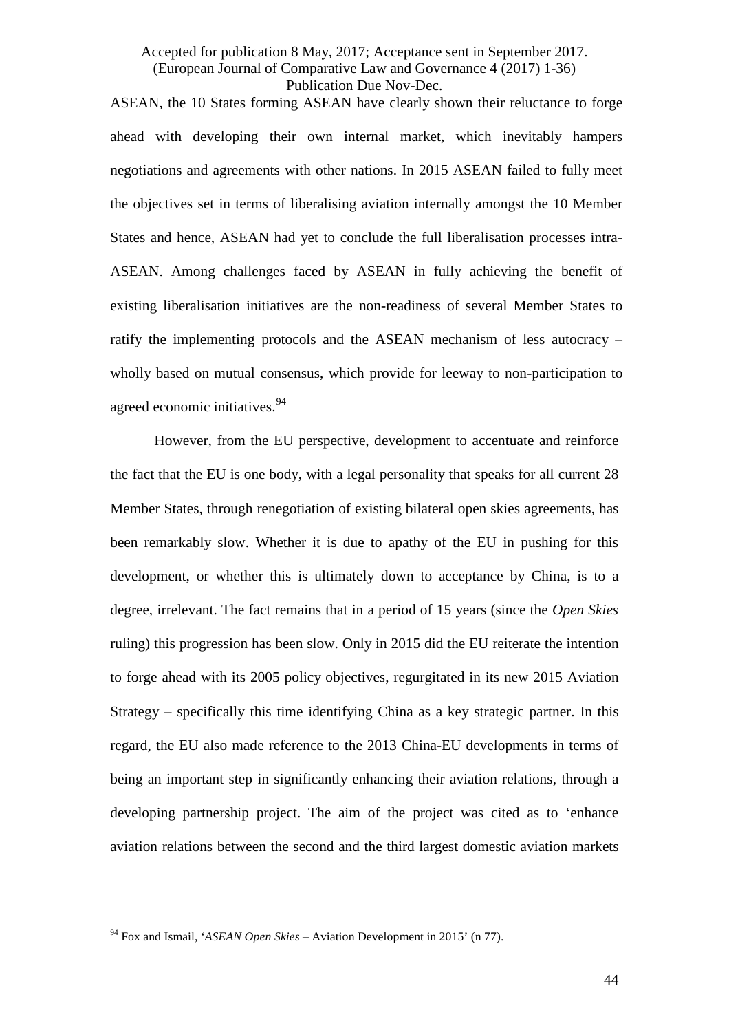ASEAN, the 10 States forming ASEAN have clearly shown their reluctance to forge ahead with developing their own internal market, which inevitably hampers negotiations and agreements with other nations. In 2015 ASEAN failed to fully meet the objectives set in terms of liberalising aviation internally amongst the 10 Member States and hence, ASEAN had yet to conclude the full liberalisation processes intra-ASEAN. Among challenges faced by ASEAN in fully achieving the benefit of existing liberalisation initiatives are the non-readiness of several Member States to ratify the implementing protocols and the ASEAN mechanism of less autocracy – wholly based on mutual consensus, which provide for leeway to non-participation to agreed economic initiatives.[94]

However, from the EU perspective, development to accentuate and reinforce the fact that the EU is one body, with a legal personality that speaks for all current 28 Member States, through renegotiation of existing bilateral open skies agreements, has been remarkably slow. Whether it is due to apathy of the EU in pushing for this development, or whether this is ultimately down to acceptance by China, is to a degree, irrelevant. The fact remains that in a period of 15 years (since the *Open Skies* ruling) this progression has been slow. Only in 2015 did the EU reiterate the intention to forge ahead with its 2005 policy objectives, regurgitated in its new 2015 Aviation Strategy – specifically this time identifying China as a key strategic partner. In this regard, the EU also made reference to the 2013 China-EU developments in terms of being an important step in significantly enhancing their aviation relations, through a developing partnership project. The aim of the project was cited as to 'enhance aviation relations between the second and the third largest domestic aviation markets

[94] Fox and Ismail, '*ASEAN Open Skies* – Aviation Development in 2015' (n 77).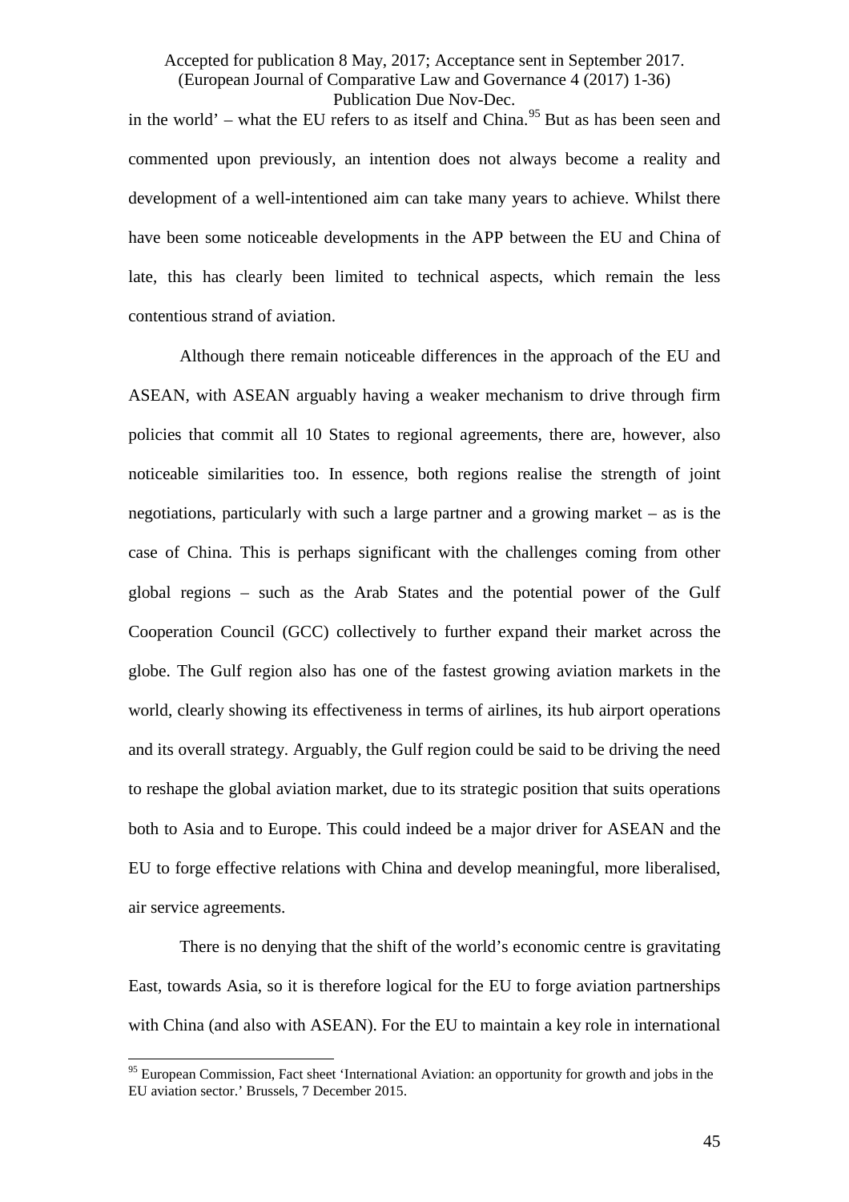in the world' – what the EU refers to as itself and China.[95] But as has been seen and commented upon previously, an intention does not always become a reality and development of a well-intentioned aim can take many years to achieve. Whilst there have been some noticeable developments in the APP between the EU and China of late, this has clearly been limited to technical aspects, which remain the less contentious strand of aviation.

Although there remain noticeable differences in the approach of the EU and ASEAN, with ASEAN arguably having a weaker mechanism to drive through firm policies that commit all 10 States to regional agreements, there are, however, also noticeable similarities too. In essence, both regions realise the strength of joint negotiations, particularly with such a large partner and a growing market – as is the case of China. This is perhaps significant with the challenges coming from other global regions – such as the Arab States and the potential power of the Gulf Cooperation Council (GCC) collectively to further expand their market across the globe. The Gulf region also has one of the fastest growing aviation markets in the world, clearly showing its effectiveness in terms of airlines, its hub airport operations and its overall strategy. Arguably, the Gulf region could be said to be driving the need to reshape the global aviation market, due to its strategic position that suits operations both to Asia and to Europe. This could indeed be a major driver for ASEAN and the EU to forge effective relations with China and develop meaningful, more liberalised, air service agreements.

There is no denying that the shift of the world's economic centre is gravitating East, towards Asia, so it is therefore logical for the EU to forge aviation partnerships with China (and also with ASEAN). For the EU to maintain a key role in international

[95] European Commission, Fact sheet 'International Aviation: an opportunity for growth and jobs in the EU aviation sector.' Brussels, 7 December 2015.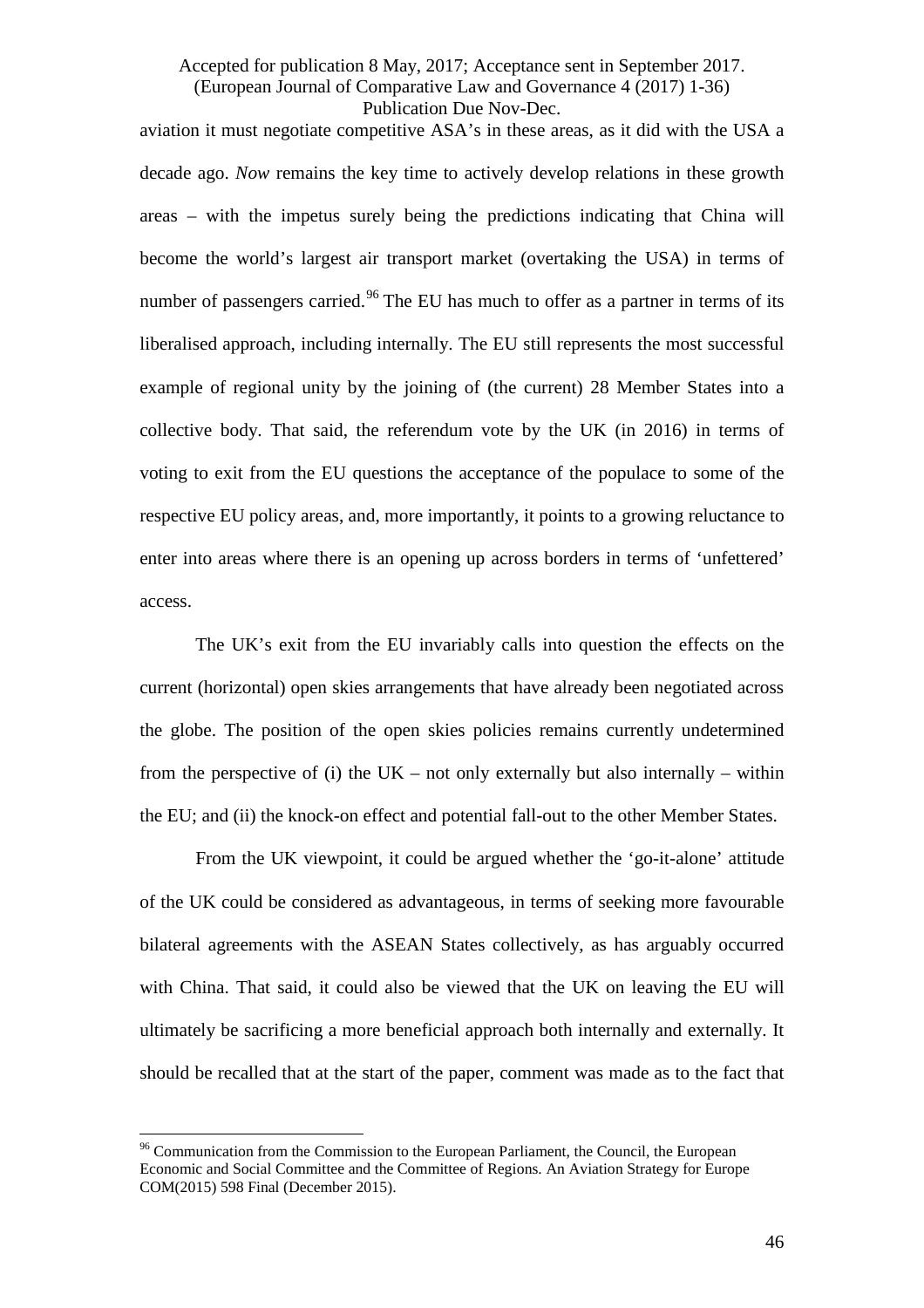aviation it must negotiate competitive ASA's in these areas, as it did with the USA a decade ago. *Now* remains the key time to actively develop relations in these growth areas – with the impetus surely being the predictions indicating that China will become the world's largest air transport market (overtaking the USA) in terms of number of passengers carried.[96] The EU has much to offer as a partner in terms of its liberalised approach, including internally. The EU still represents the most successful example of regional unity by the joining of (the current) 28 Member States into a collective body. That said, the referendum vote by the UK (in 2016) in terms of voting to exit from the EU questions the acceptance of the populace to some of the respective EU policy areas, and, more importantly, it points to a growing reluctance to enter into areas where there is an opening up across borders in terms of 'unfettered' access.

The UK's exit from the EU invariably calls into question the effects on the current (horizontal) open skies arrangements that have already been negotiated across the globe. The position of the open skies policies remains currently undetermined from the perspective of (i) the UK – not only externally but also internally – within the EU; and (ii) the knock-on effect and potential fall-out to the other Member States.

From the UK viewpoint, it could be argued whether the 'go-it-alone' attitude of the UK could be considered as advantageous, in terms of seeking more favourable bilateral agreements with the ASEAN States collectively, as has arguably occurred with China. That said, it could also be viewed that the UK on leaving the EU will ultimately be sacrificing a more beneficial approach both internally and externally. It should be recalled that at the start of the paper, comment was made as to the fact that

[96] Communication from the Commission to the European Parliament, the Council, the European Economic and Social Committee and the Committee of Regions. An Aviation Strategy for Europe COM(2015) 598 Final (December 2015).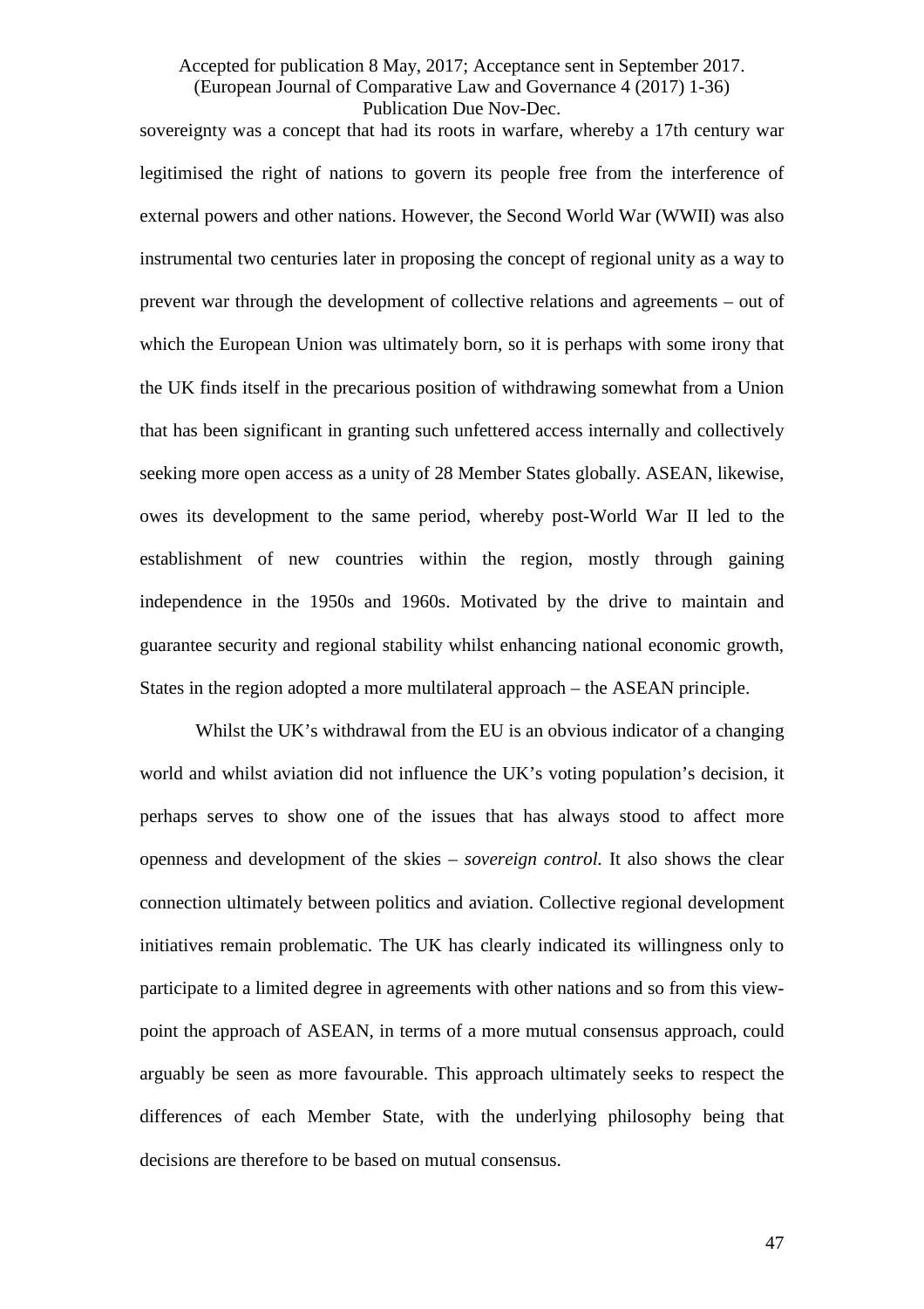sovereignty was a concept that had its roots in warfare, whereby a 17th century war legitimised the right of nations to govern its people free from the interference of external powers and other nations. However, the Second World War (WWII) was also instrumental two centuries later in proposing the concept of regional unity as a way to prevent war through the development of collective relations and agreements – out of which the European Union was ultimately born, so it is perhaps with some irony that the UK finds itself in the precarious position of withdrawing somewhat from a Union that has been significant in granting such unfettered access internally and collectively seeking more open access as a unity of 28 Member States globally. ASEAN, likewise, owes its development to the same period, whereby post-World War II led to the establishment of new countries within the region, mostly through gaining independence in the 1950s and 1960s. Motivated by the drive to maintain and guarantee security and regional stability whilst enhancing national economic growth, States in the region adopted a more multilateral approach – the ASEAN principle.

Whilst the UK's withdrawal from the EU is an obvious indicator of a changing world and whilst aviation did not influence the UK's voting population's decision, it perhaps serves to show one of the issues that has always stood to affect more openness and development of the skies – *sovereign control.* It also shows the clear connection ultimately between politics and aviation. Collective regional development initiatives remain problematic. The UK has clearly indicated its willingness only to participate to a limited degree in agreements with other nations and so from this view-point the approach of ASEAN, in terms of a more mutual consensus approach, could arguably be seen as more favourable. This approach ultimately seeks to respect the differences of each Member State, with the underlying philosophy being that decisions are therefore to be based on mutual consensus.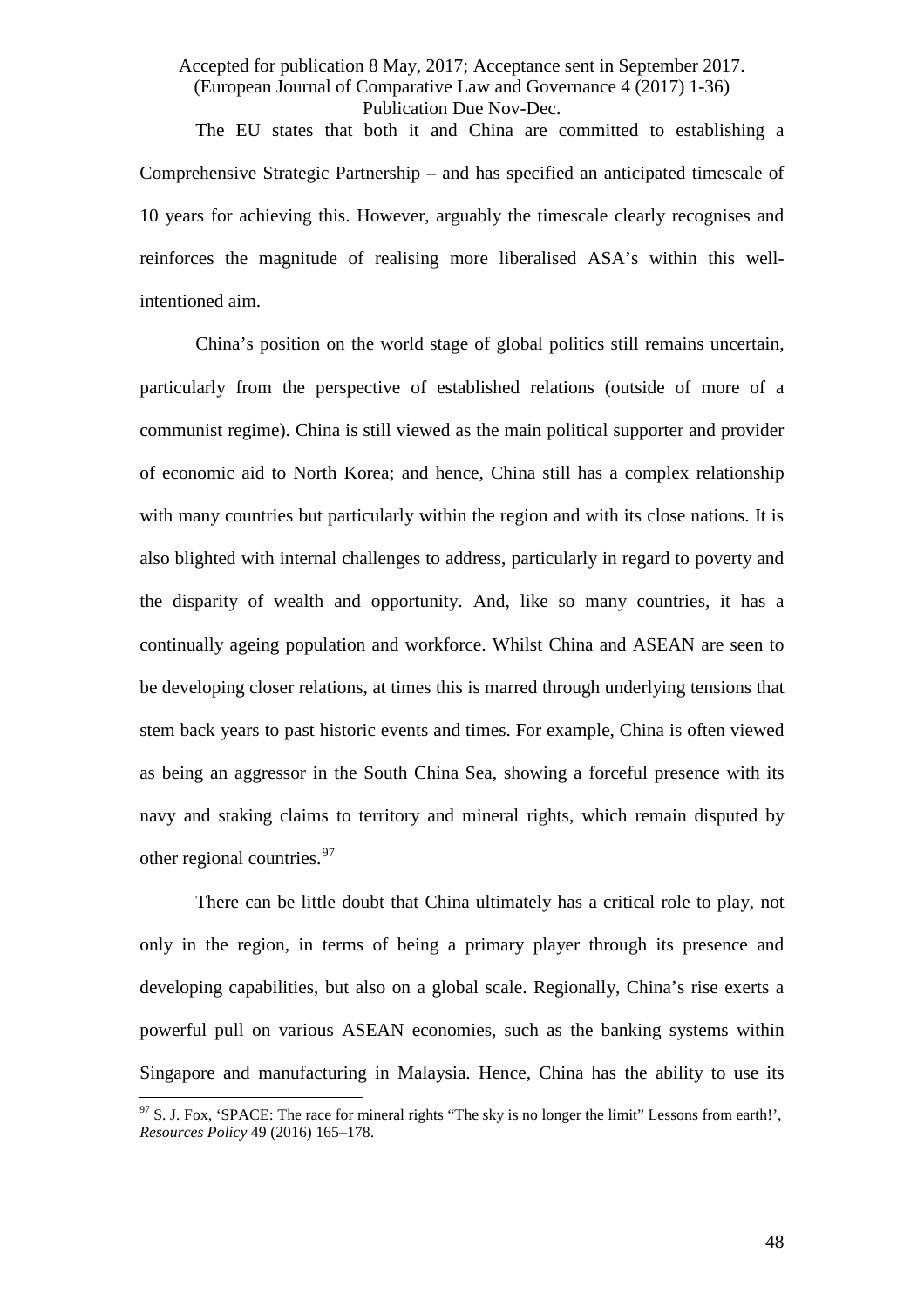The EU states that both it and China are committed to establishing a Comprehensive Strategic Partnership – and has specified an anticipated timescale of 10 years for achieving this. However, arguably the timescale clearly recognises and reinforces the magnitude of realising more liberalised ASA's within this well-intentioned aim.

China's position on the world stage of global politics still remains uncertain, particularly from the perspective of established relations (outside of more of a communist regime). China is still viewed as the main political supporter and provider of economic aid to North Korea; and hence, China still has a complex relationship with many countries but particularly within the region and with its close nations. It is also blighted with internal challenges to address, particularly in regard to poverty and the disparity of wealth and opportunity. And, like so many countries, it has a continually ageing population and workforce. Whilst China and ASEAN are seen to be developing closer relations, at times this is marred through underlying tensions that stem back years to past historic events and times. For example, China is often viewed as being an aggressor in the South China Sea, showing a forceful presence with its navy and staking claims to territory and mineral rights, which remain disputed by other regional countries.[97]

There can be little doubt that China ultimately has a critical role to play, not only in the region, in terms of being a primary player through its presence and developing capabilities, but also on a global scale. Regionally, China's rise exerts a powerful pull on various ASEAN economies, such as the banking systems within Singapore and manufacturing in Malaysia. Hence, China has the ability to use its

[97] S. J. Fox, 'SPACE: The race for mineral rights "The sky is no longer the limit" Lessons from earth!', *Resources Policy* 49 (2016) 165–178.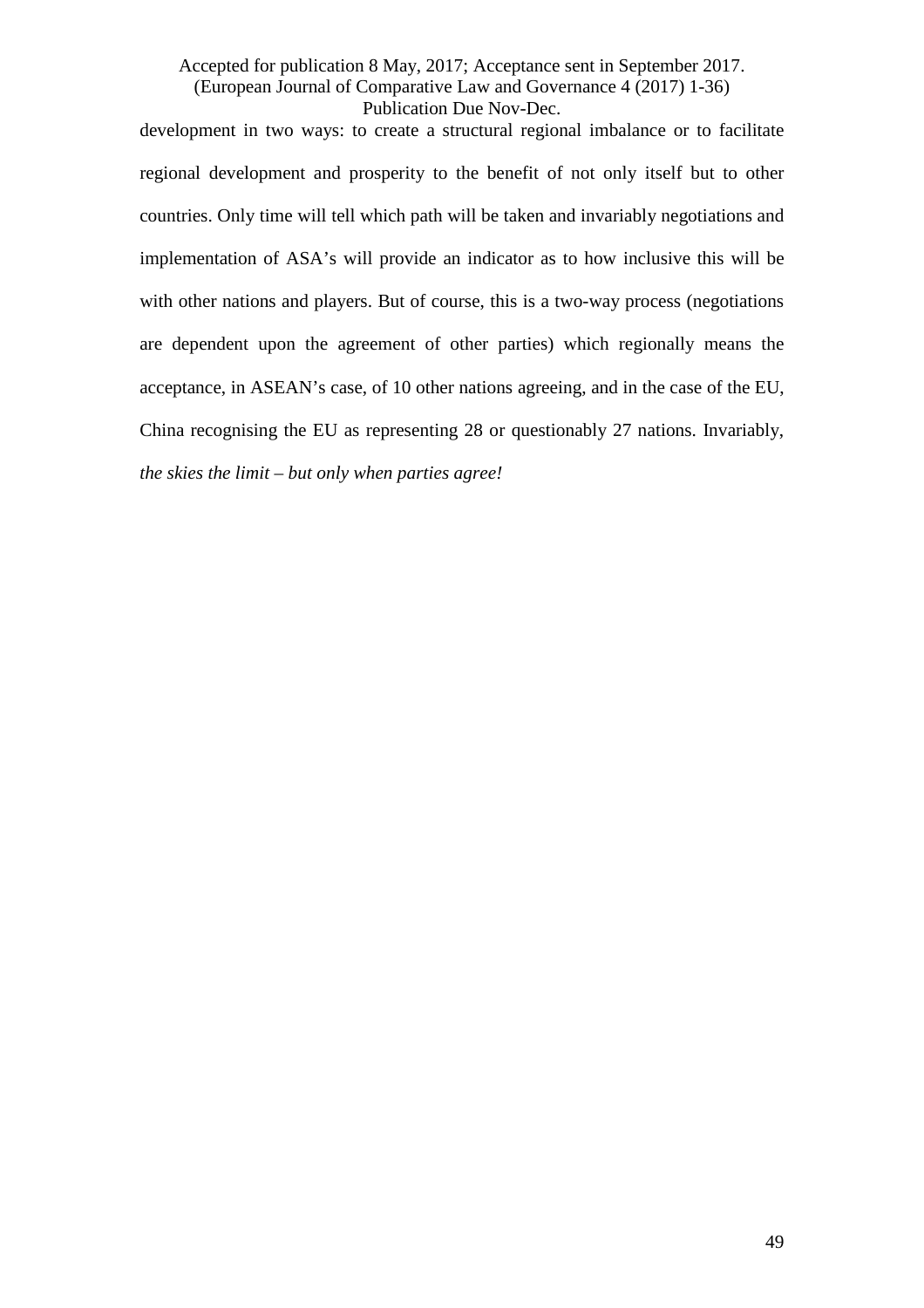development in two ways: to create a structural regional imbalance or to facilitate regional development and prosperity to the benefit of not only itself but to other countries. Only time will tell which path will be taken and invariably negotiations and implementation of ASA's will provide an indicator as to how inclusive this will be with other nations and players. But of course, this is a two-way process (negotiations are dependent upon the agreement of other parties) which regionally means the acceptance, in ASEAN's case, of 10 other nations agreeing, and in the case of the EU, China recognising the EU as representing 28 or questionably 27 nations. Invariably, *the skies the limit – but only when parties agree!*